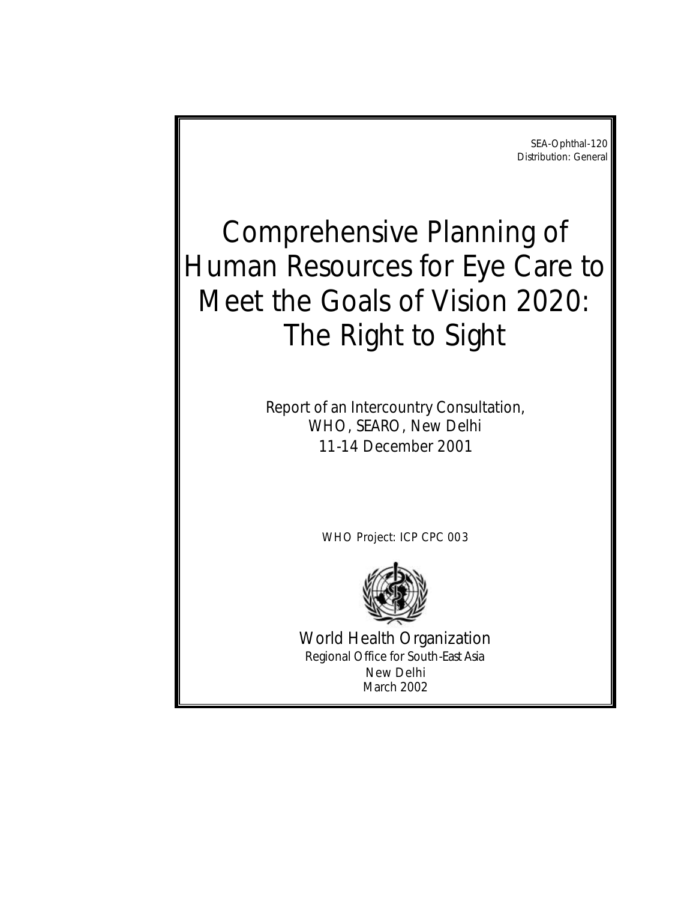SEA-Ophthal-120
Distribution: General

# Comprehensive Planning of Human Resources for Eye Care to Meet the Goals of Vision 2020: The Right to Sight

Report of an Intercountry Consultation,
WHO, SEARO, New Delhi
11-14 December 2001

WHO Project: ICP CPC 003

World Health Organization
Regional Office for South-East Asia
New Delhi
March 2002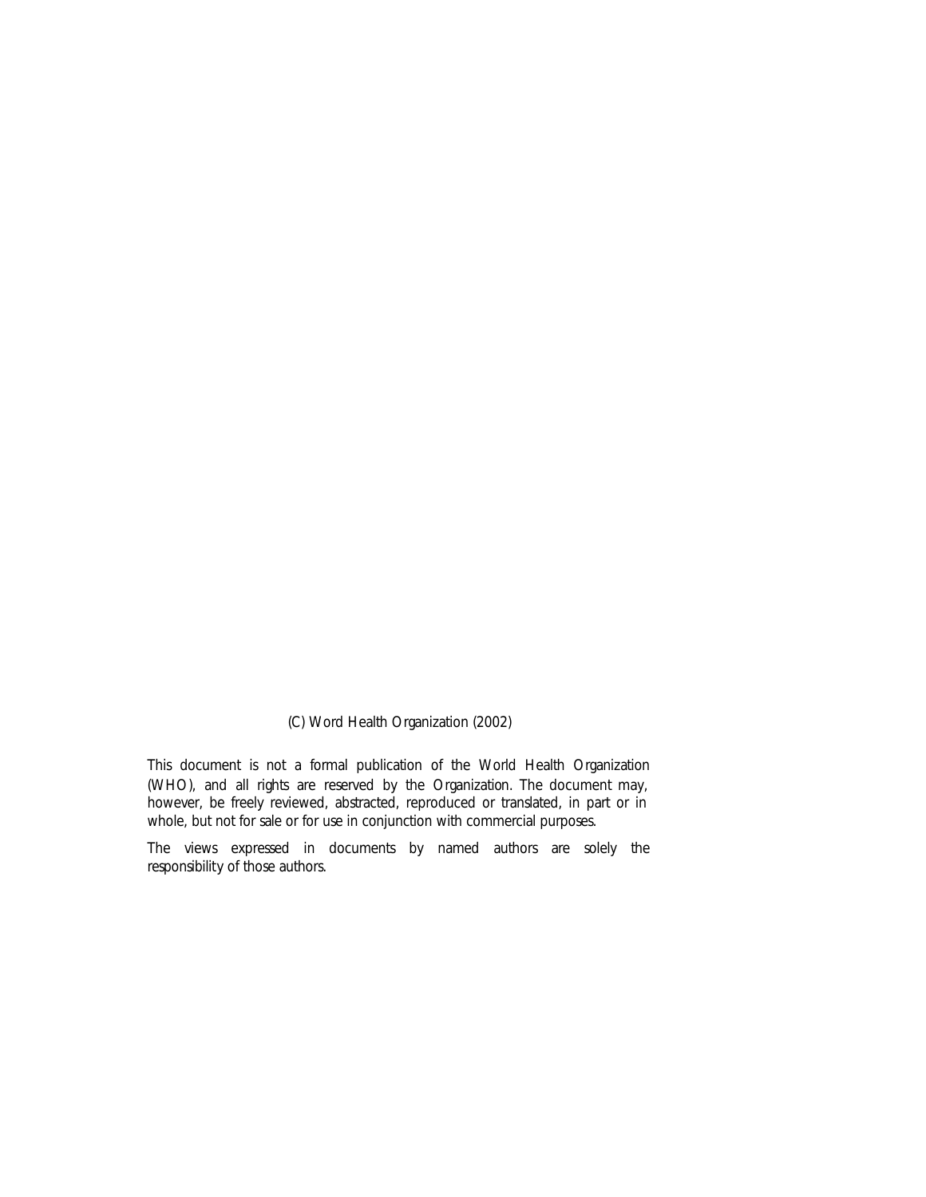(C) Word Health Organization (2002)

This document is not a formal publication of the World Health Organization (WHO), and all rights are reserved by the Organization. The document may, however, be freely reviewed, abstracted, reproduced or translated, in part or in whole, but not for sale or for use in conjunction with commercial purposes.

The views expressed in documents by named authors are solely the responsibility of those authors.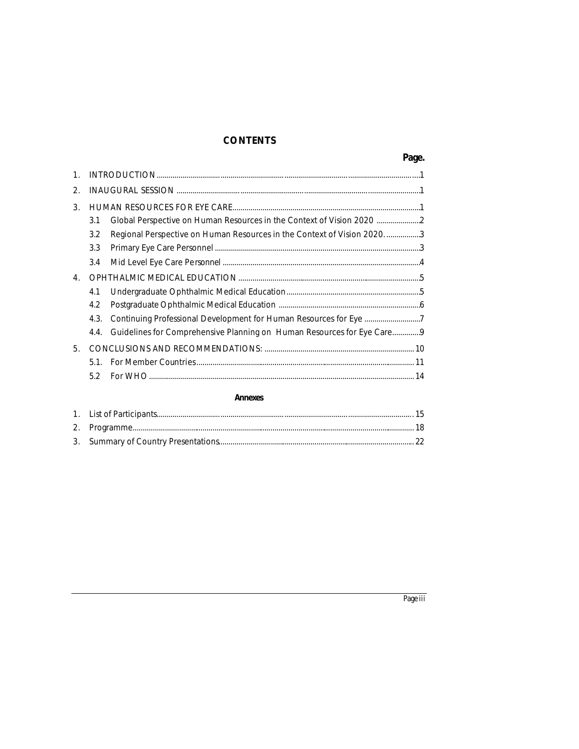# CONTENTS

| | | Page. |
|---|---|---|
| 1. | INTRODUCTION | 1 |
| 2. | INAUGURAL SESSION | 1 |
| 3. | HUMAN RESOURCES FOR EYE CARE | 1 |
| | 3.1 Global Perspective on Human Resources in the Context of Vision 2020 | 2 |
| | 3.2 Regional Perspective on Human Resources in the Context of Vision 2020. | 3 |
| | 3.3 Primary Eye Care Personnel | 3 |
| | 3.4 Mid Level Eye Care Personnel | 4 |
| 4. | OPHTHALMIC MEDICAL EDUCATION | 5 |
| | 4.1 Undergraduate Ophthalmic Medical Education | 5 |
| | 4.2 Postgraduate Ophthalmic Medical Education | 6 |
| | 4.3. Continuing Professional Development for Human Resources for Eye | 7 |
| | 4.4. Guidelines for Comprehensive Planning on Human Resources for Eye Care | 9 |
| 5. | CONCLUSIONS AND RECOMMENDATIONS: | 10 |
| | 5.1. For Member Countries | 11 |
| | 5.2 For WHO | 14 |

## Annexes

| | | |
|---|---|---|
| 1. | List of Participants | 15 |
| 2. | Programme | 18 |
| 3. | Summary of Country Presentations | 22 |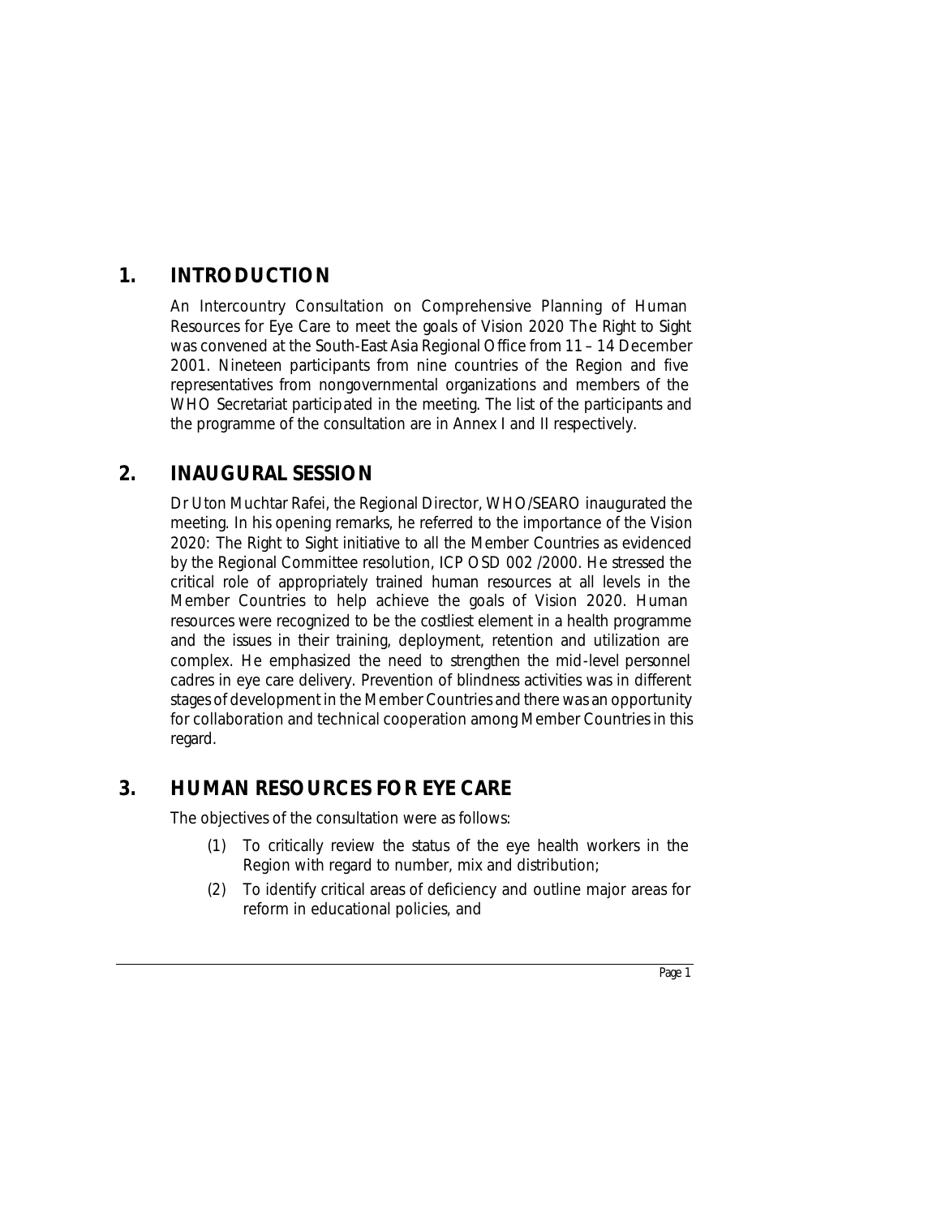# 1. INTRODUCTION

An Intercountry Consultation on Comprehensive Planning of Human Resources for Eye Care to meet the goals of Vision 2020 The Right to Sight was convened at the South-East Asia Regional Office from 11 – 14 December 2001. Nineteen participants from nine countries of the Region and five representatives from nongovernmental organizations and members of the WHO Secretariat participated in the meeting. The list of the participants and the programme of the consultation are in Annex I and II respectively.

# 2. INAUGURAL SESSION

Dr Uton Muchtar Rafei, the Regional Director, WHO/SEARO inaugurated the meeting. In his opening remarks, he referred to the importance of the Vision 2020: The Right to Sight initiative to all the Member Countries as evidenced by the Regional Committee resolution, ICP OSD 002 /2000. He stressed the critical role of appropriately trained human resources at all levels in the Member Countries to help achieve the goals of Vision 2020. Human resources were recognized to be the costliest element in a health programme and the issues in their training, deployment, retention and utilization are complex. He emphasized the need to strengthen the mid-level personnel cadres in eye care delivery. Prevention of blindness activities was in different stages of development in the Member Countries and there was an opportunity for collaboration and technical cooperation among Member Countries in this regard.

# 3. HUMAN RESOURCES FOR EYE CARE

The objectives of the consultation were as follows:

(1) To critically review the status of the eye health workers in the Region with regard to number, mix and distribution;

(2) To identify critical areas of deficiency and outline major areas for reform in educational policies, and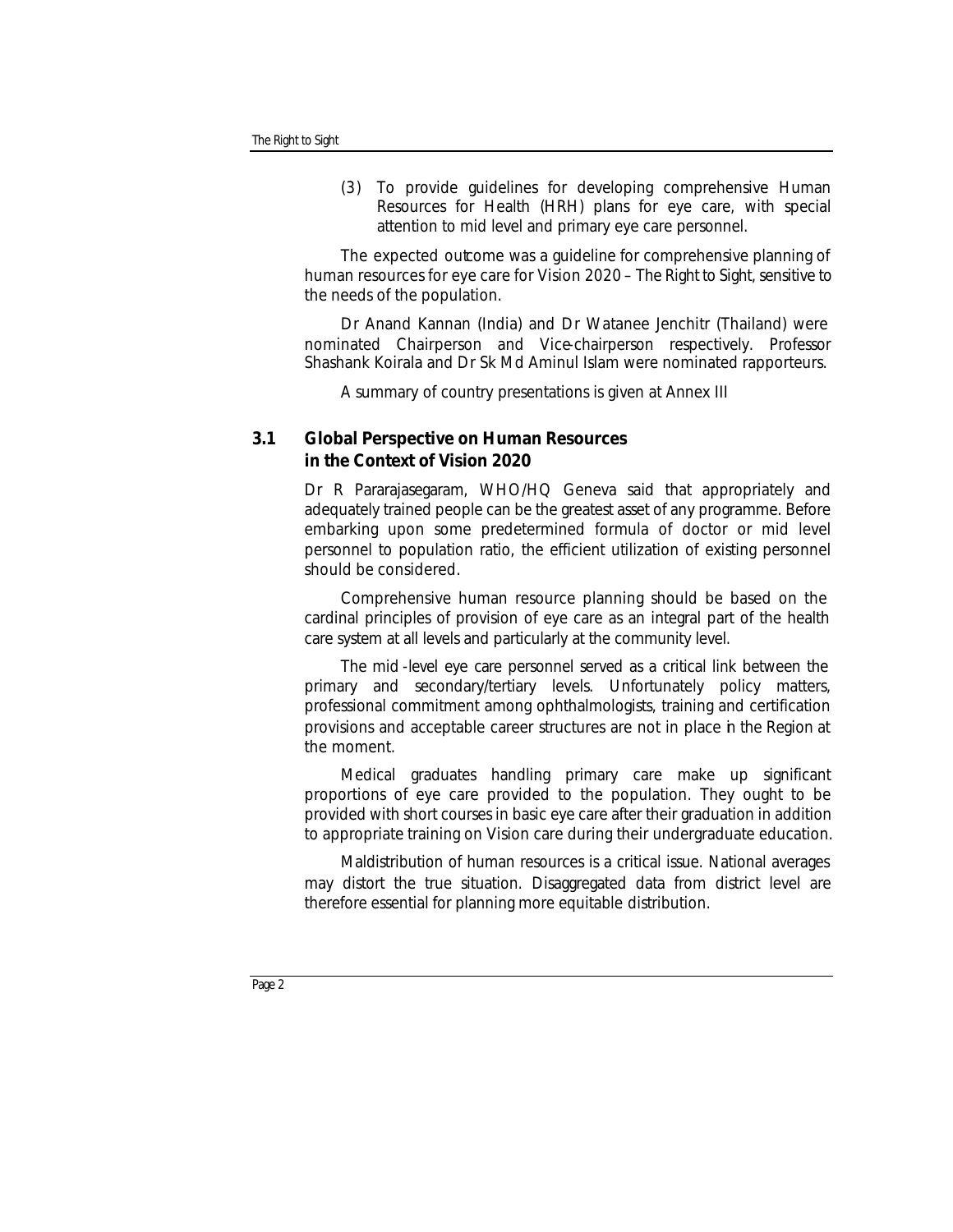(3) To provide guidelines for developing comprehensive Human Resources for Health (HRH) plans for eye care, with special attention to mid level and primary eye care personnel.

The expected outcome was a guideline for comprehensive planning of human resources for eye care for Vision 2020 – The Right to Sight, sensitive to the needs of the population.

Dr Anand Kannan (India) and Dr Watanee Jenchitr (Thailand) were nominated Chairperson and Vice-chairperson respectively. Professor Shashank Koirala and Dr Sk Md Aminul Islam were nominated rapporteurs.

A summary of country presentations is given at Annex III

## 3.1 Global Perspective on Human Resources in the Context of Vision 2020

Dr R Pararajasegaram, WHO/HQ Geneva said that appropriately and adequately trained people can be the greatest asset of any programme. Before embarking upon some predetermined formula of doctor or mid level personnel to population ratio, the efficient utilization of existing personnel should be considered.

Comprehensive human resource planning should be based on the cardinal principles of provision of eye care as an integral part of the health care system at all levels and particularly at the community level.

The mid -level eye care personnel served as a critical link between the primary and secondary/tertiary levels. Unfortunately policy matters, professional commitment among ophthalmologists, training and certification provisions and acceptable career structures are not in place in the Region at the moment.

Medical graduates handling primary care make up significant proportions of eye care provided to the population. They ought to be provided with short courses in basic eye care after their graduation in addition to appropriate training on Vision care during their undergraduate education.

Maldistribution of human resources is a critical issue. National averages may distort the true situation. Disaggregated data from district level are therefore essential for planning more equitable distribution.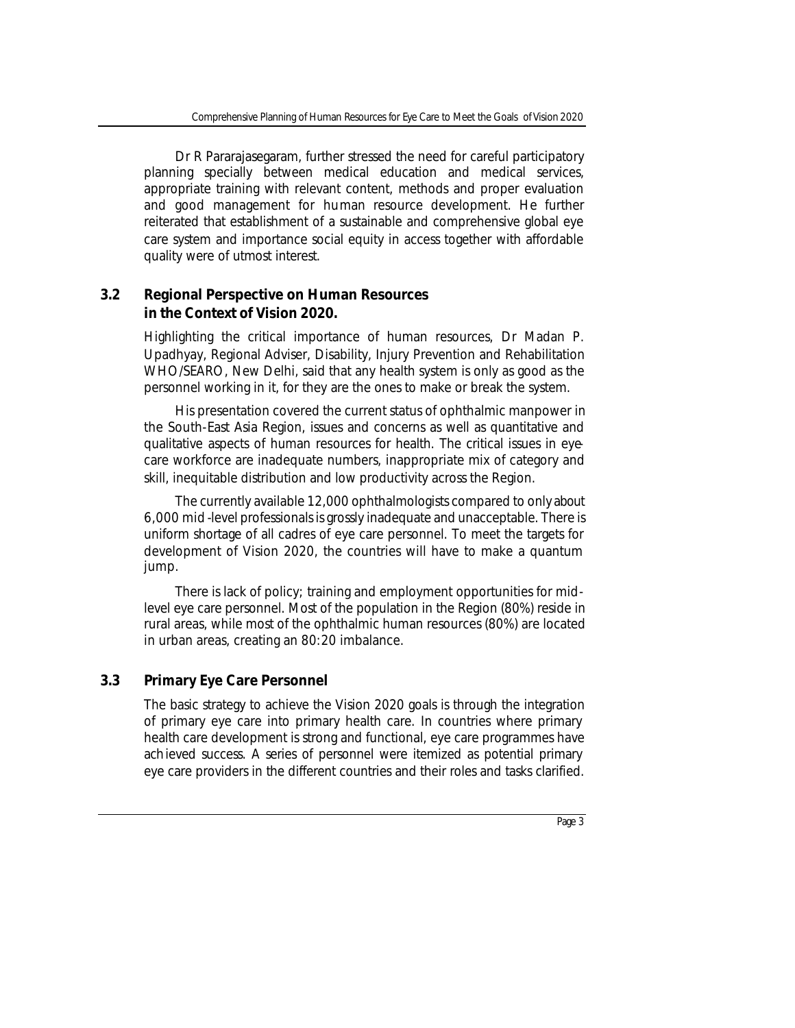Dr R Pararajasegaram, further stressed the need for careful participatory planning specially between medical education and medical services, appropriate training with relevant content, methods and proper evaluation and good management for human resource development. He further reiterated that establishment of a sustainable and comprehensive global eye care system and importance social equity in access together with affordable quality were of utmost interest.

## 3.2 Regional Perspective on Human Resources in the Context of Vision 2020.

Highlighting the critical importance of human resources, Dr Madan P. Upadhyay, Regional Adviser, Disability, Injury Prevention and Rehabilitation WHO/SEARO, New Delhi, said that any health system is only as good as the personnel working in it, for they are the ones to make or break the system.

His presentation covered the current status of ophthalmic manpower in the South-East Asia Region, issues and concerns as well as quantitative and qualitative aspects of human resources for health. The critical issues in eye-care workforce are inadequate numbers, inappropriate mix of category and skill, inequitable distribution and low productivity across the Region.

The currently available 12,000 ophthalmologists compared to only about 6,000 mid-level professionals is grossly inadequate and unacceptable. There is uniform shortage of all cadres of eye care personnel. To meet the targets for development of Vision 2020, the countries will have to make a quantum jump.

There is lack of policy; training and employment opportunities for mid-level eye care personnel. Most of the population in the Region (80%) reside in rural areas, while most of the ophthalmic human resources (80%) are located in urban areas, creating an 80:20 imbalance.

## 3.3 Primary Eye Care Personnel

The basic strategy to achieve the Vision 2020 goals is through the integration of primary eye care into primary health care. In countries where primary health care development is strong and functional, eye care programmes have achieved success. A series of personnel were itemized as potential primary eye care providers in the different countries and their roles and tasks clarified.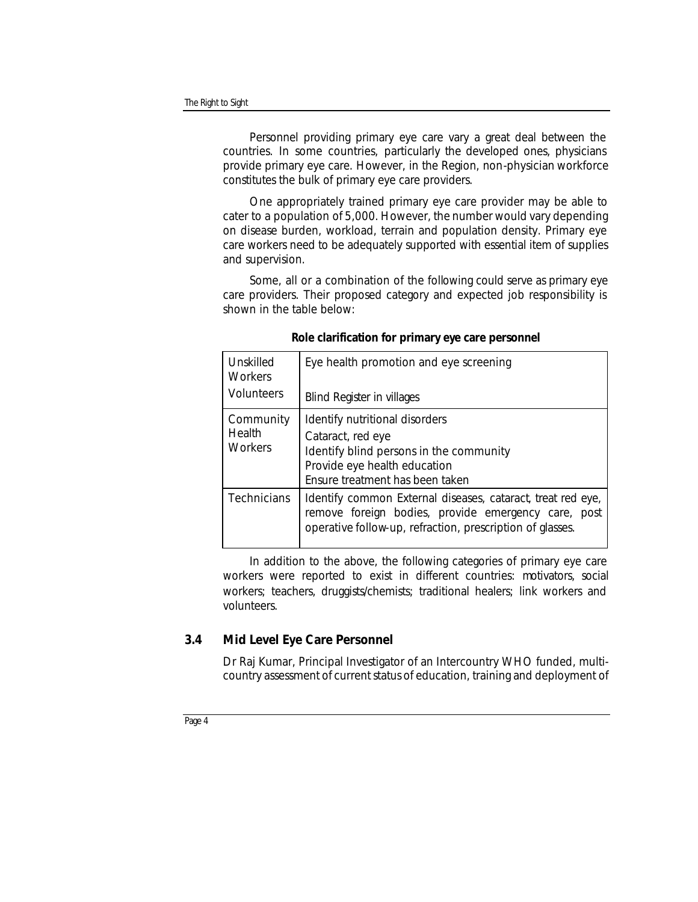Personnel providing primary eye care vary a great deal between the countries. In some countries, particularly the developed ones, physicians provide primary eye care. However, in the Region, non-physician workforce constitutes the bulk of primary eye care providers.

One appropriately trained primary eye care provider may be able to cater to a population of 5,000. However, the number would vary depending on disease burden, workload, terrain and population density. Primary eye care workers need to be adequately supported with essential item of supplies and supervision.

Some, all or a combination of the following could serve as primary eye care providers. Their proposed category and expected job responsibility is shown in the table below:

**Role clarification for primary eye care personnel**

| | |
|---|---|
| Unskilled Workers<br>Volunteers | Eye health promotion and eye screening<br><br>Blind Register in villages |
| Community Health Workers | Identify nutritional disorders<br>Cataract, red eye<br>Identify blind persons in the community<br>Provide eye health education<br>Ensure treatment has been taken |
| Technicians | Identify common External diseases, cataract, treat red eye, remove foreign bodies, provide emergency care, post operative follow-up, refraction, prescription of glasses. |

In addition to the above, the following categories of primary eye care workers were reported to exist in different countries: motivators, social workers; teachers, druggists/chemists; traditional healers; link workers and volunteers.

### 3.4 Mid Level Eye Care Personnel

Dr Raj Kumar, Principal Investigator of an Intercountry WHO funded, multi-country assessment of current status of education, training and deployment of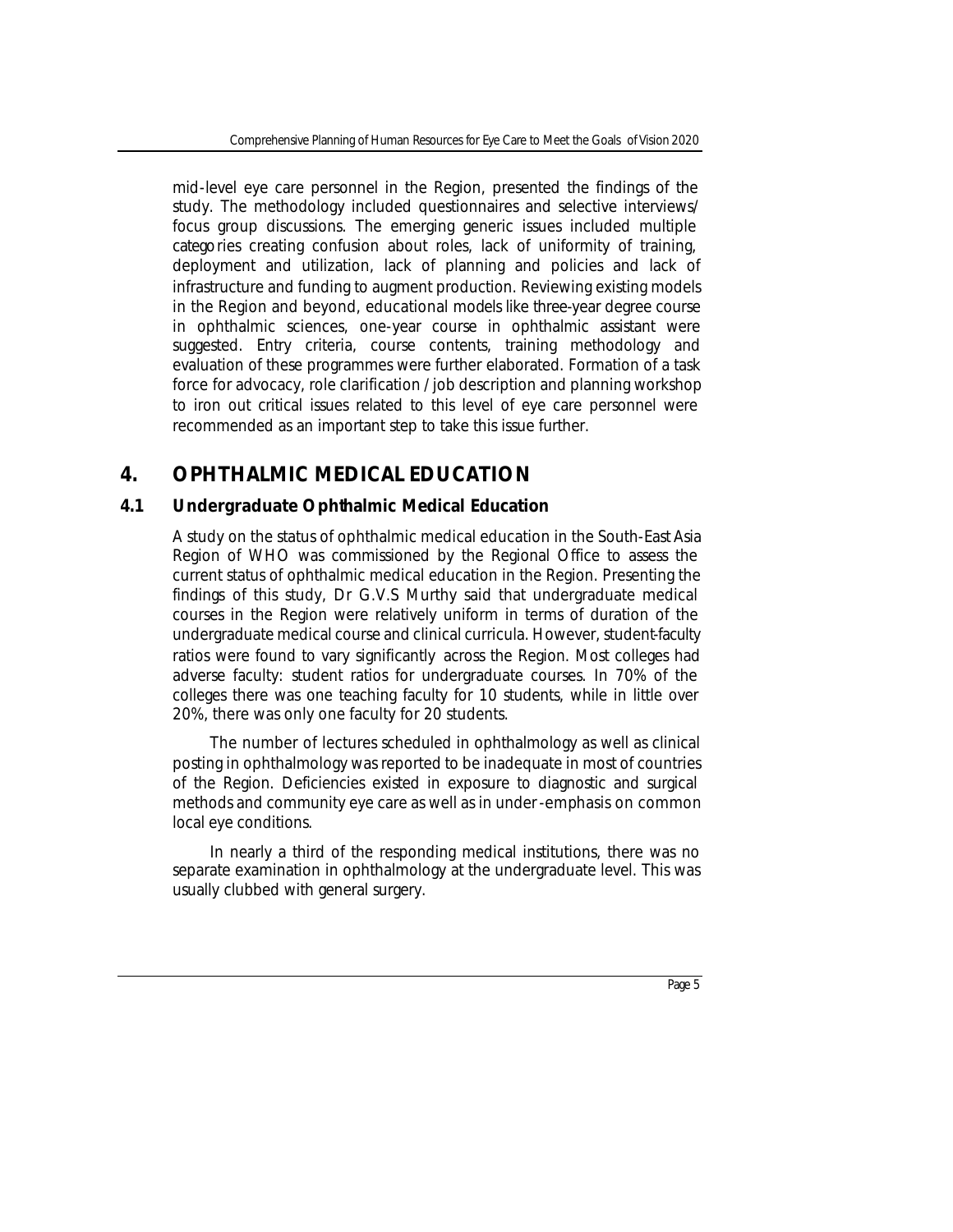mid-level eye care personnel in the Region, presented the findings of the study. The methodology included questionnaires and selective interviews/ focus group discussions. The emerging generic issues included multiple categories creating confusion about roles, lack of uniformity of training, deployment and utilization, lack of planning and policies and lack of infrastructure and funding to augment production. Reviewing existing models in the Region and beyond, educational models like three-year degree course in ophthalmic sciences, one-year course in ophthalmic assistant were suggested. Entry criteria, course contents, training methodology and evaluation of these programmes were further elaborated. Formation of a task force for advocacy, role clarification / job description and planning workshop to iron out critical issues related to this level of eye care personnel were recommended as an important step to take this issue further.

## 4. OPHTHALMIC MEDICAL EDUCATION

### 4.1 Undergraduate Ophthalmic Medical Education

A study on the status of ophthalmic medical education in the South-East Asia Region of WHO was commissioned by the Regional Office to assess the current status of ophthalmic medical education in the Region. Presenting the findings of this study, Dr G.V.S Murthy said that undergraduate medical courses in the Region were relatively uniform in terms of duration of the undergraduate medical course and clinical curricula. However, student-faculty ratios were found to vary significantly across the Region. Most colleges had adverse faculty: student ratios for undergraduate courses. In 70% of the colleges there was one teaching faculty for 10 students, while in little over 20%, there was only one faculty for 20 students.

The number of lectures scheduled in ophthalmology as well as clinical posting in ophthalmology was reported to be inadequate in most of countries of the Region. Deficiencies existed in exposure to diagnostic and surgical methods and community eye care as well as in under-emphasis on common local eye conditions.

In nearly a third of the responding medical institutions, there was no separate examination in ophthalmology at the undergraduate level. This was usually clubbed with general surgery.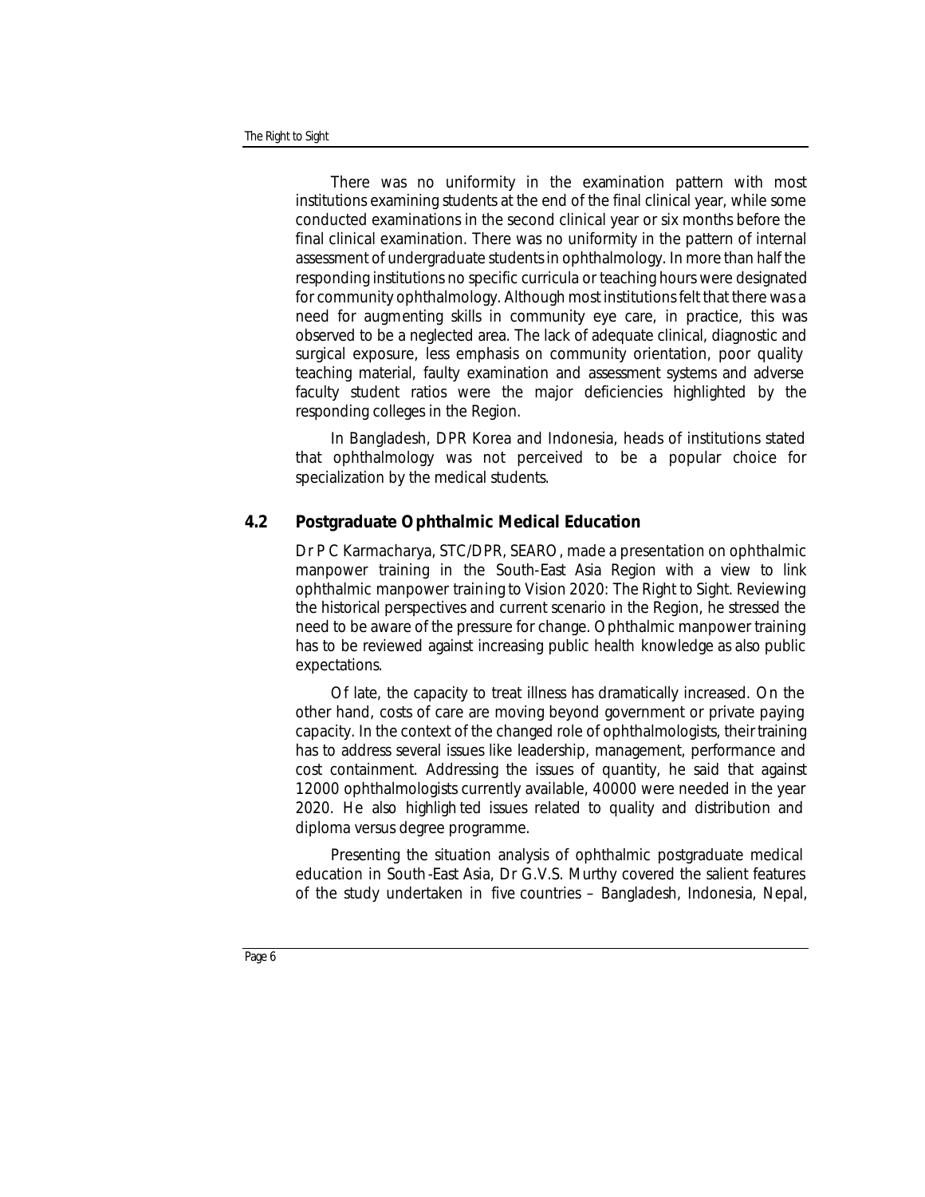There was no uniformity in the examination pattern with most institutions examining students at the end of the final clinical year, while some conducted examinations in the second clinical year or six months before the final clinical examination. There was no uniformity in the pattern of internal assessment of undergraduate students in ophthalmology. In more than half the responding institutions no specific curricula or teaching hours were designated for community ophthalmology. Although most institutions felt that there was a need for augmenting skills in community eye care, in practice, this was observed to be a neglected area. The lack of adequate clinical, diagnostic and surgical exposure, less emphasis on community orientation, poor quality teaching material, faulty examination and assessment systems and adverse faculty student ratios were the major deficiencies highlighted by the responding colleges in the Region.

In Bangladesh, DPR Korea and Indonesia, heads of institutions stated that ophthalmology was not perceived to be a popular choice for specialization by the medical students.

## 4.2 Postgraduate Ophthalmic Medical Education

Dr P C Karmacharya, STC/DPR, SEARO, made a presentation on ophthalmic manpower training in the South-East Asia Region with a view to link ophthalmic manpower training to Vision 2020: The Right to Sight. Reviewing the historical perspectives and current scenario in the Region, he stressed the need to be aware of the pressure for change. Ophthalmic manpower training has to be reviewed against increasing public health knowledge as also public expectations.

Of late, the capacity to treat illness has dramatically increased. On the other hand, costs of care are moving beyond government or private paying capacity. In the context of the changed role of ophthalmologists, their training has to address several issues like leadership, management, performance and cost containment. Addressing the issues of quantity, he said that against 12000 ophthalmologists currently available, 40000 were needed in the year 2020. He also highlighted issues related to quality and distribution and diploma versus degree programme.

Presenting the situation analysis of ophthalmic postgraduate medical education in South-East Asia, Dr G.V.S. Murthy covered the salient features of the study undertaken in five countries – Bangladesh, Indonesia, Nepal,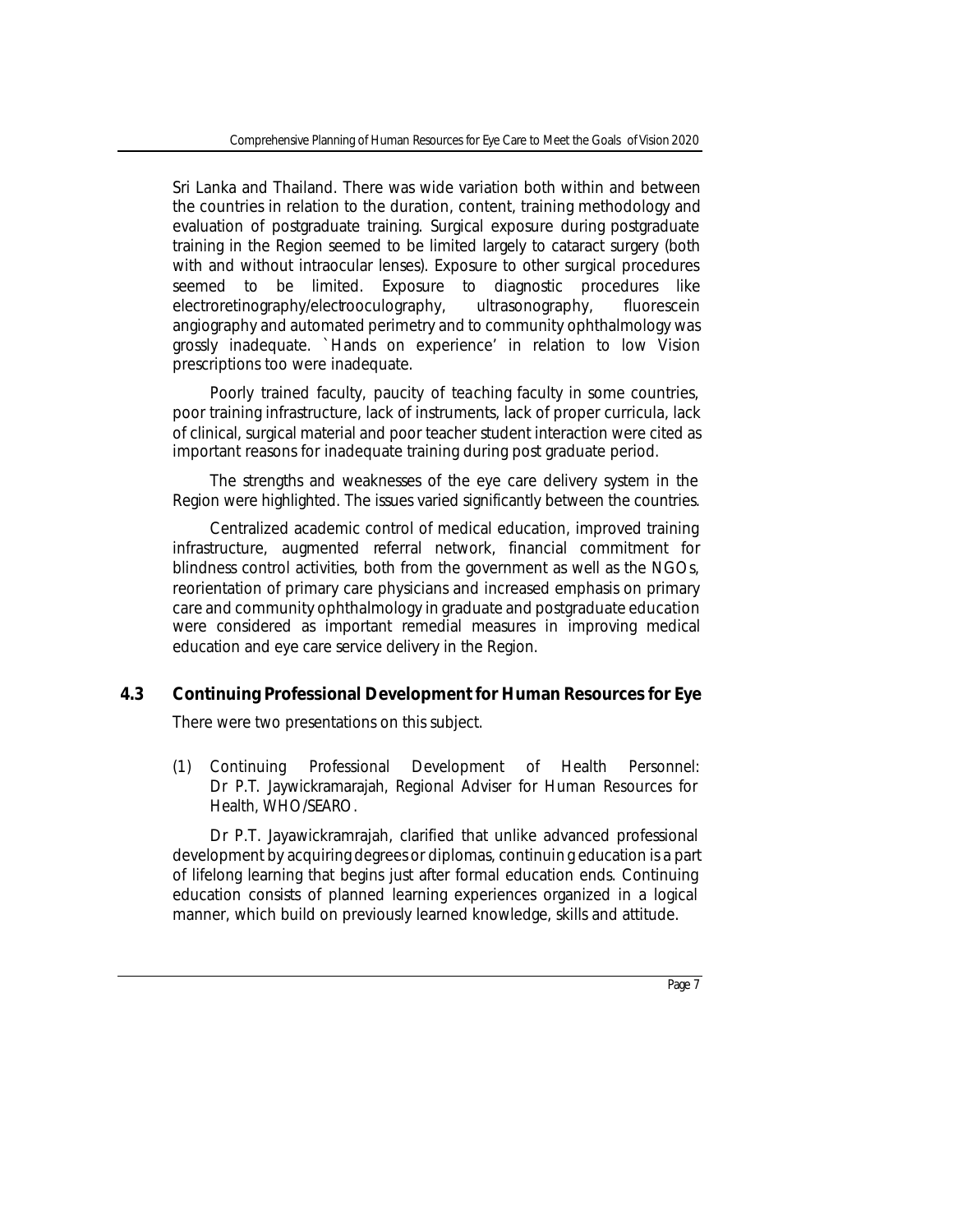Sri Lanka and Thailand. There was wide variation both within and between the countries in relation to the duration, content, training methodology and evaluation of postgraduate training. Surgical exposure during postgraduate training in the Region seemed to be limited largely to cataract surgery (both with and without intraocular lenses). Exposure to other surgical procedures seemed to be limited. Exposure to diagnostic procedures like electroretinography/electrooculography, ultrasonography, fluorescein angiography and automated perimetry and to community ophthalmology was grossly inadequate. `Hands on experience' in relation to low Vision prescriptions too were inadequate.

Poorly trained faculty, paucity of teaching faculty in some countries, poor training infrastructure, lack of instruments, lack of proper curricula, lack of clinical, surgical material and poor teacher student interaction were cited as important reasons for inadequate training during post graduate period.

The strengths and weaknesses of the eye care delivery system in the Region were highlighted. The issues varied significantly between the countries.

Centralized academic control of medical education, improved training infrastructure, augmented referral network, financial commitment for blindness control activities, both from the government as well as the NGOs, reorientation of primary care physicians and increased emphasis on primary care and community ophthalmology in graduate and postgraduate education were considered as important remedial measures in improving medical education and eye care service delivery in the Region.

## 4.3 Continuing Professional Development for Human Resources for Eye

There were two presentations on this subject.

(1) Continuing Professional Development of Health Personnel: Dr P.T. Jaywickramarajah, Regional Adviser for Human Resources for Health, WHO/SEARO.

Dr P.T. Jayawickramrajah, clarified that unlike advanced professional development by acquiring degrees or diplomas, continuin g education is a part of lifelong learning that begins just after formal education ends. Continuing education consists of planned learning experiences organized in a logical manner, which build on previously learned knowledge, skills and attitude.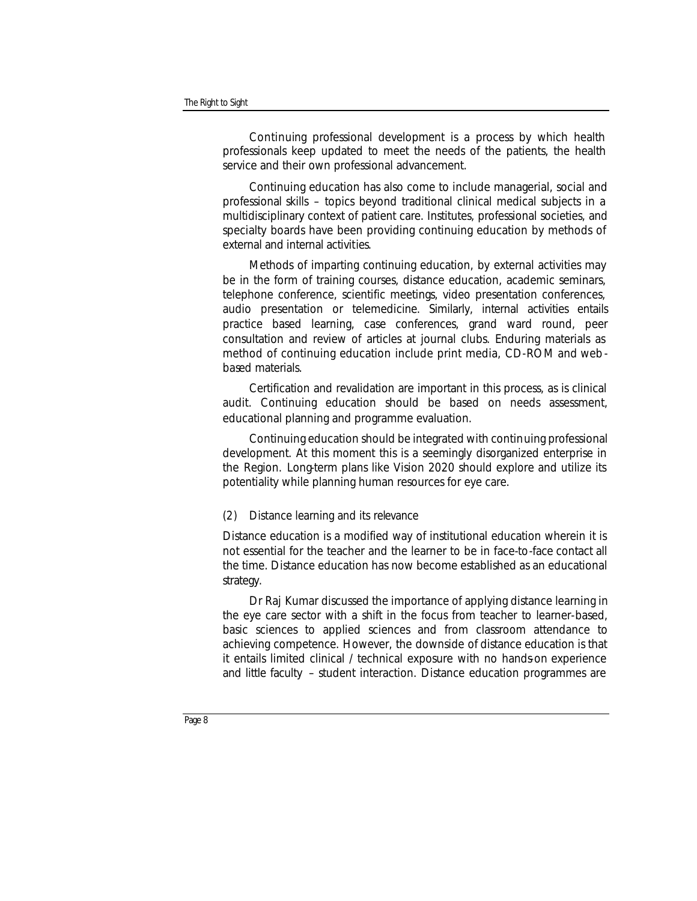Continuing professional development is a process by which health professionals keep updated to meet the needs of the patients, the health service and their own professional advancement.

Continuing education has also come to include managerial, social and professional skills – topics beyond traditional clinical medical subjects in a multidisciplinary context of patient care. Institutes, professional societies, and specialty boards have been providing continuing education by methods of external and internal activities.

Methods of imparting continuing education, by external activities may be in the form of training courses, distance education, academic seminars, telephone conference, scientific meetings, video presentation conferences, audio presentation or telemedicine. Similarly, internal activities entails practice based learning, case conferences, grand ward round, peer consultation and review of articles at journal clubs. Enduring materials as method of continuing education include print media, CD-ROM and web-based materials.

Certification and revalidation are important in this process, as is clinical audit. Continuing education should be based on needs assessment, educational planning and programme evaluation.

Continuing education should be integrated with continuing professional development. At this moment this is a seemingly disorganized enterprise in the Region. Long-term plans like Vision 2020 should explore and utilize its potentiality while planning human resources for eye care.

(2) Distance learning and its relevance

Distance education is a modified way of institutional education wherein it is not essential for the teacher and the learner to be in face-to-face contact all the time. Distance education has now become established as an educational strategy.

Dr Raj Kumar discussed the importance of applying distance learning in the eye care sector with a shift in the focus from teacher to learner-based, basic sciences to applied sciences and from classroom attendance to achieving competence. However, the downside of distance education is that it entails limited clinical / technical exposure with no hands-on experience and little faculty – student interaction. Distance education programmes are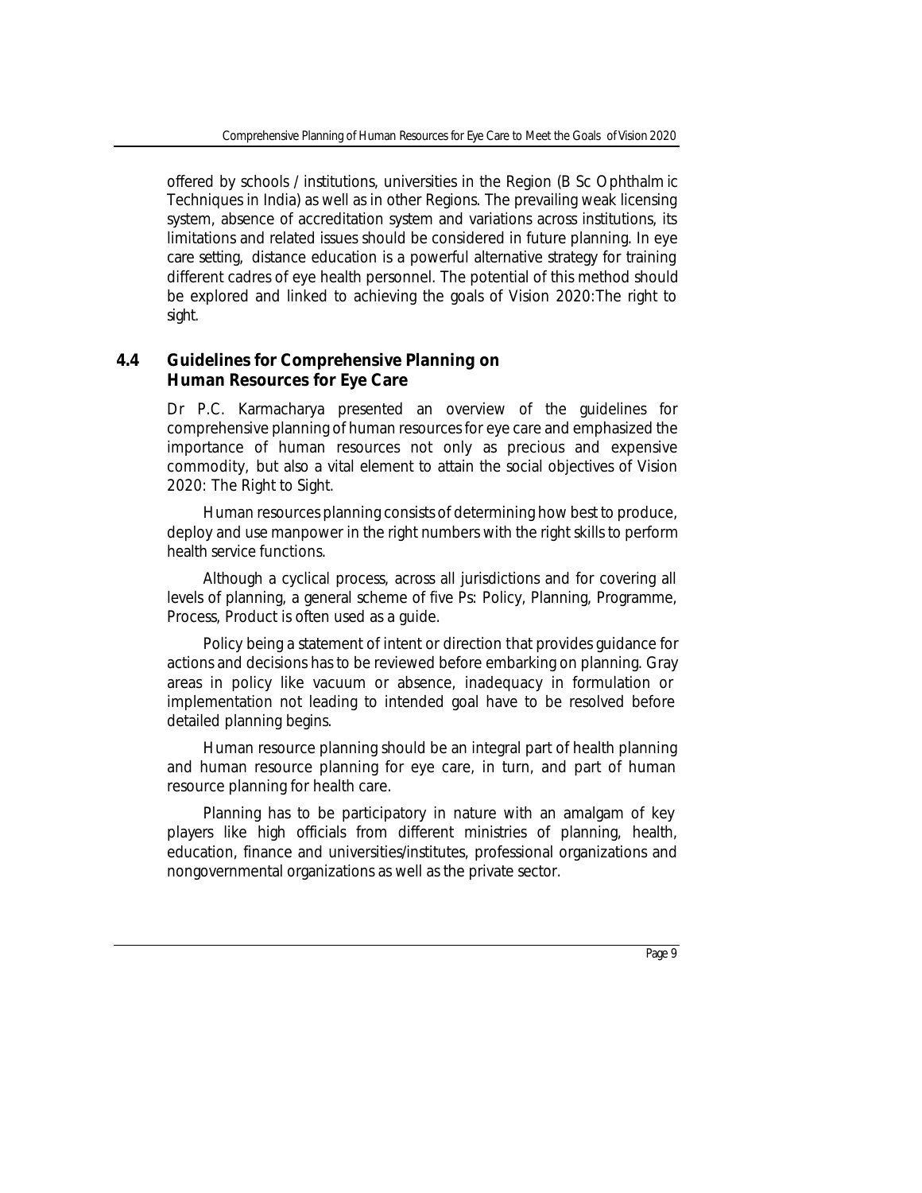offered by schools / institutions, universities in the Region (B Sc Ophthalmic Techniques in India) as well as in other Regions. The prevailing weak licensing system, absence of accreditation system and variations across institutions, its limitations and related issues should be considered in future planning. In eye care setting, distance education is a powerful alternative strategy for training different cadres of eye health personnel. The potential of this method should be explored and linked to achieving the goals of Vision 2020:The right to sight.

## 4.4 Guidelines for Comprehensive Planning on Human Resources for Eye Care

Dr P.C. Karmacharya presented an overview of the guidelines for comprehensive planning of human resources for eye care and emphasized the importance of human resources not only as precious and expensive commodity, but also a vital element to attain the social objectives of Vision 2020: The Right to Sight.

Human resources planning consists of determining how best to produce, deploy and use manpower in the right numbers with the right skills to perform health service functions.

Although a cyclical process, across all jurisdictions and for covering all levels of planning, a general scheme of five Ps: Policy, Planning, Programme, Process, Product is often used as a guide.

Policy being a statement of intent or direction that provides guidance for actions and decisions has to be reviewed before embarking on planning. Gray areas in policy like vacuum or absence, inadequacy in formulation or implementation not leading to intended goal have to be resolved before detailed planning begins.

Human resource planning should be an integral part of health planning and human resource planning for eye care, in turn, and part of human resource planning for health care.

Planning has to be participatory in nature with an amalgam of key players like high officials from different ministries of planning, health, education, finance and universities/institutes, professional organizations and nongovernmental organizations as well as the private sector.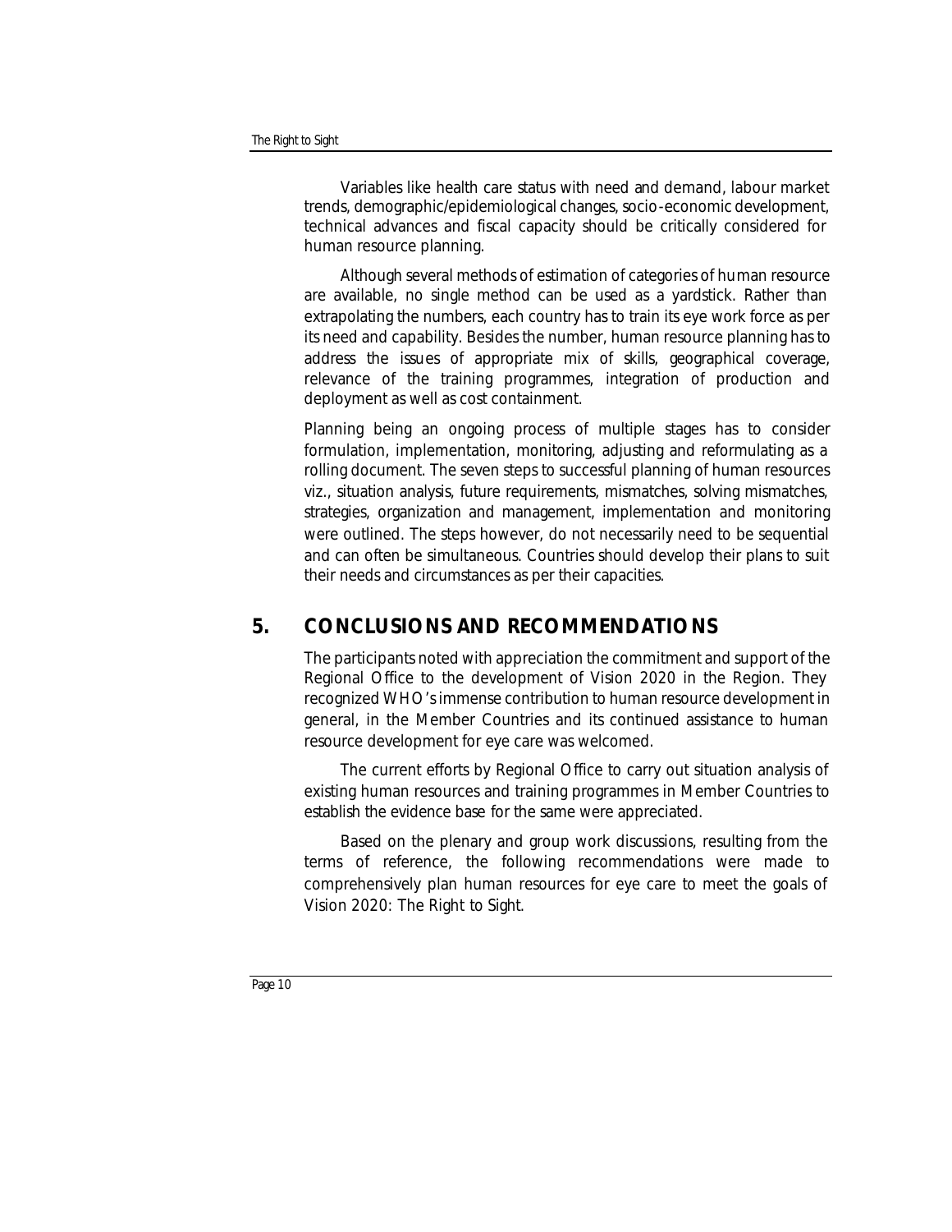Variables like health care status with need and demand, labour market trends, demographic/epidemiological changes, socio-economic development, technical advances and fiscal capacity should be critically considered for human resource planning.

Although several methods of estimation of categories of human resource are available, no single method can be used as a yardstick. Rather than extrapolating the numbers, each country has to train its eye work force as per its need and capability. Besides the number, human resource planning has to address the issues of appropriate mix of skills, geographical coverage, relevance of the training programmes, integration of production and deployment as well as cost containment.

Planning being an ongoing process of multiple stages has to consider formulation, implementation, monitoring, adjusting and reformulating as a rolling document. The seven steps to successful planning of human resources viz., situation analysis, future requirements, mismatches, solving mismatches, strategies, organization and management, implementation and monitoring were outlined. The steps however, do not necessarily need to be sequential and can often be simultaneous. Countries should develop their plans to suit their needs and circumstances as per their capacities.

## 5. CONCLUSIONS AND RECOMMENDATIONS

The participants noted with appreciation the commitment and support of the Regional Office to the development of Vision 2020 in the Region. They recognized WHO's immense contribution to human resource development in general, in the Member Countries and its continued assistance to human resource development for eye care was welcomed.

The current efforts by Regional Office to carry out situation analysis of existing human resources and training programmes in Member Countries to establish the evidence base for the same were appreciated.

Based on the plenary and group work discussions, resulting from the terms of reference, the following recommendations were made to comprehensively plan human resources for eye care to meet the goals of Vision 2020: The Right to Sight.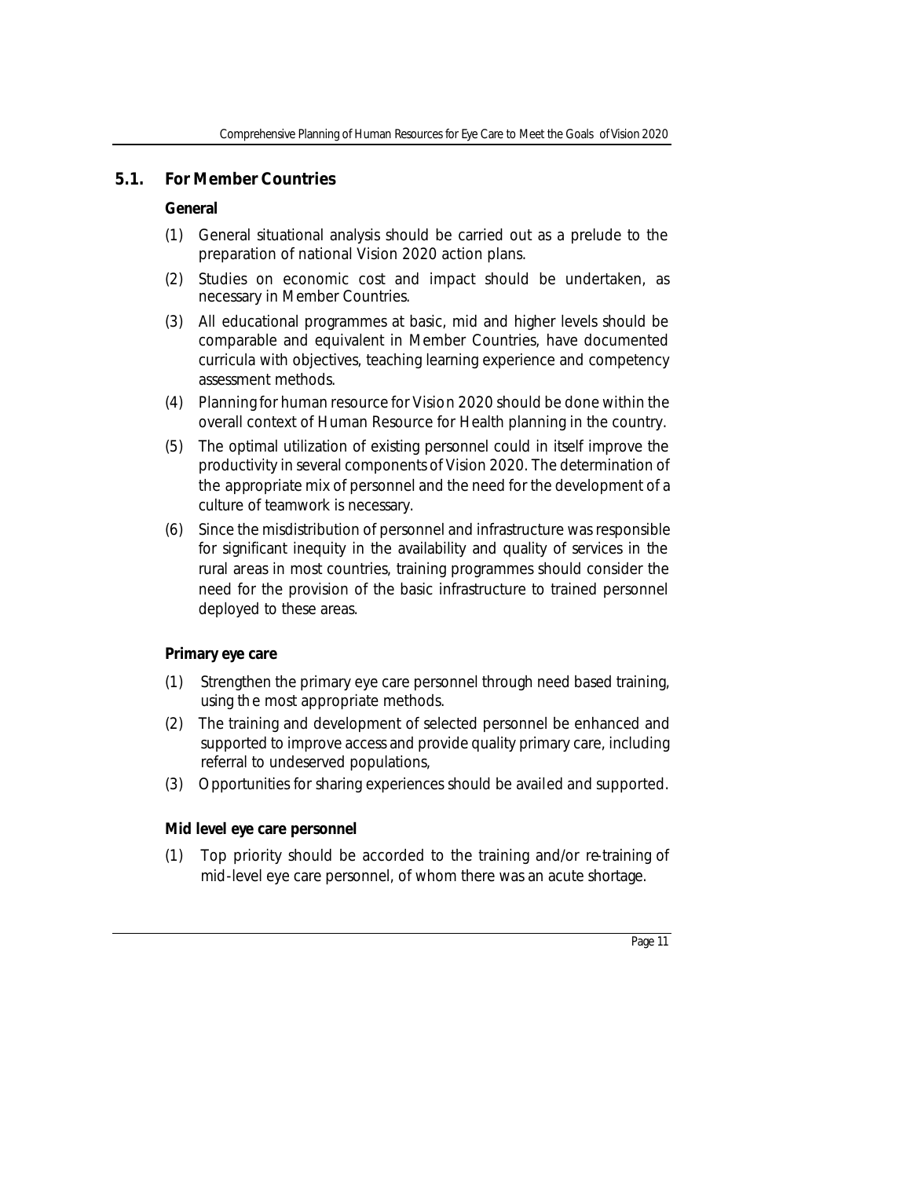## 5.1. For Member Countries

**General**

(1) General situational analysis should be carried out as a prelude to the preparation of national Vision 2020 action plans.

(2) Studies on economic cost and impact should be undertaken, as necessary in Member Countries.

(3) All educational programmes at basic, mid and higher levels should be comparable and equivalent in Member Countries, have documented curricula with objectives, teaching learning experience and competency assessment methods.

(4) Planning for human resource for Vision 2020 should be done within the overall context of Human Resource for Health planning in the country.

(5) The optimal utilization of existing personnel could in itself improve the productivity in several components of Vision 2020. The determination of the appropriate mix of personnel and the need for the development of a culture of teamwork is necessary.

(6) Since the misdistribution of personnel and infrastructure was responsible for significant inequity in the availability and quality of services in the rural areas in most countries, training programmes should consider the need for the provision of the basic infrastructure to trained personnel deployed to these areas.

**Primary eye care**

(1) Strengthen the primary eye care personnel through need based training, using th e most appropriate methods.

(2) The training and development of selected personnel be enhanced and supported to improve access and provide quality primary care, including referral to undeserved populations,

(3) Opportunities for sharing experiences should be availed and supported.

**Mid level eye care personnel**

(1) Top priority should be accorded to the training and/or re-training of mid-level eye care personnel, of whom there was an acute shortage.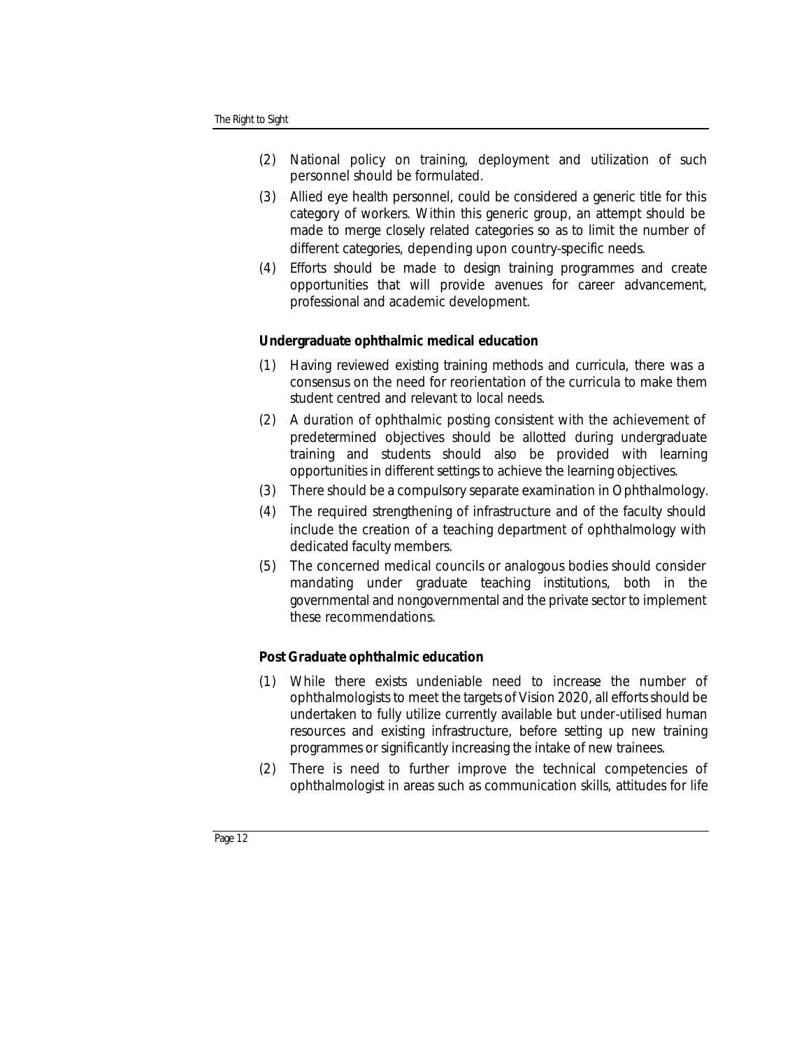(2) National policy on training, deployment and utilization of such personnel should be formulated.

(3) Allied eye health personnel, could be considered a generic title for this category of workers. Within this generic group, an attempt should be made to merge closely related categories so as to limit the number of different categories, depending upon country-specific needs.

(4) Efforts should be made to design training programmes and create opportunities that will provide avenues for career advancement, professional and academic development.

**Undergraduate ophthalmic medical education**

(1) Having reviewed existing training methods and curricula, there was a consensus on the need for reorientation of the curricula to make them student centred and relevant to local needs.

(2) A duration of ophthalmic posting consistent with the achievement of predetermined objectives should be allotted during undergraduate training and students should also be provided with learning opportunities in different settings to achieve the learning objectives.

(3) There should be a compulsory separate examination in Ophthalmology.

(4) The required strengthening of infrastructure and of the faculty should include the creation of a teaching department of ophthalmology with dedicated faculty members.

(5) The concerned medical councils or analogous bodies should consider mandating under graduate teaching institutions, both in the governmental and nongovernmental and the private sector to implement these recommendations.

**Post Graduate ophthalmic education**

(1) While there exists undeniable need to increase the number of ophthalmologists to meet the targets of Vision 2020, all efforts should be undertaken to fully utilize currently available but under-utilised human resources and existing infrastructure, before setting up new training programmes or significantly increasing the intake of new trainees.

(2) There is need to further improve the technical competencies of ophthalmologist in areas such as communication skills, attitudes for life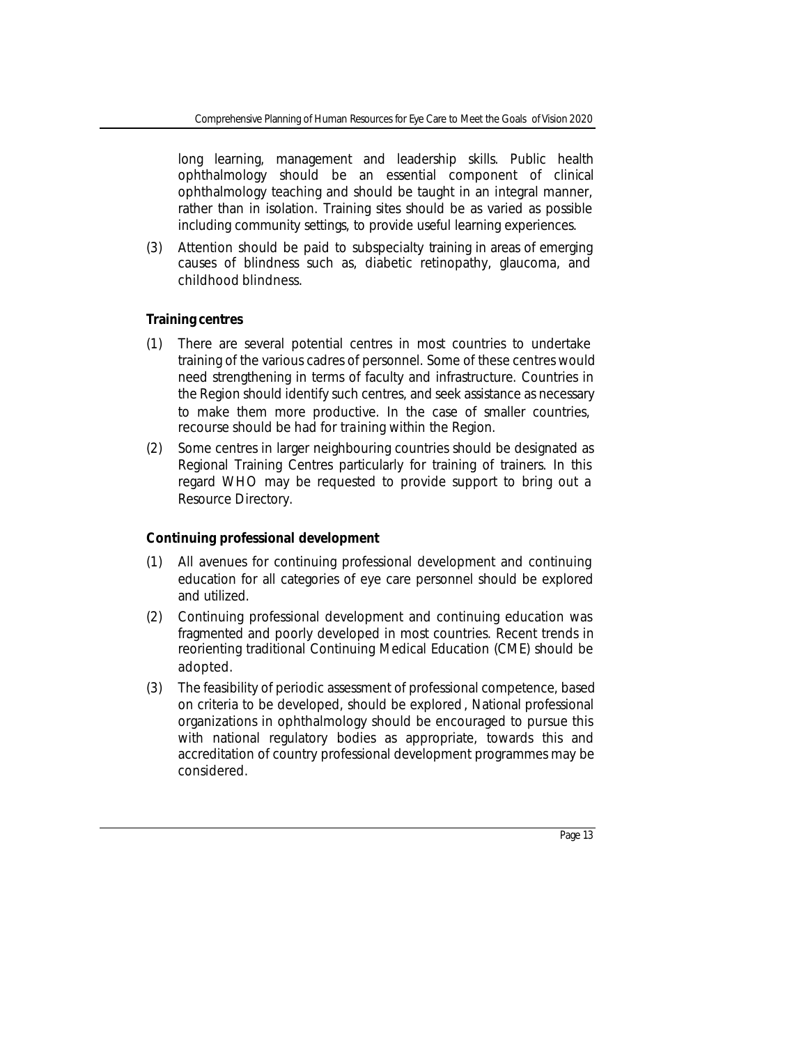long learning, management and leadership skills. Public health ophthalmology should be an essential component of clinical ophthalmology teaching and should be taught in an integral manner, rather than in isolation. Training sites should be as varied as possible including community settings, to provide useful learning experiences.

(3) Attention should be paid to subspecialty training in areas of emerging causes of blindness such as, diabetic retinopathy, glaucoma, and childhood blindness.

**Training centres**

(1) There are several potential centres in most countries to undertake training of the various cadres of personnel. Some of these centres would need strengthening in terms of faculty and infrastructure. Countries in the Region should identify such centres, and seek assistance as necessary to make them more productive. In the case of smaller countries, recourse should be had for training within the Region.

(2) Some centres in larger neighbouring countries should be designated as Regional Training Centres particularly for training of trainers. In this regard WHO may be requested to provide support to bring out a Resource Directory.

**Continuing professional development**

(1) All avenues for continuing professional development and continuing education for all categories of eye care personnel should be explored and utilized.

(2) Continuing professional development and continuing education was fragmented and poorly developed in most countries. Recent trends in reorienting traditional Continuing Medical Education (CME) should be adopted.

(3) The feasibility of periodic assessment of professional competence, based on criteria to be developed, should be explored , National professional organizations in ophthalmology should be encouraged to pursue this with national regulatory bodies as appropriate, towards this and accreditation of country professional development programmes may be considered.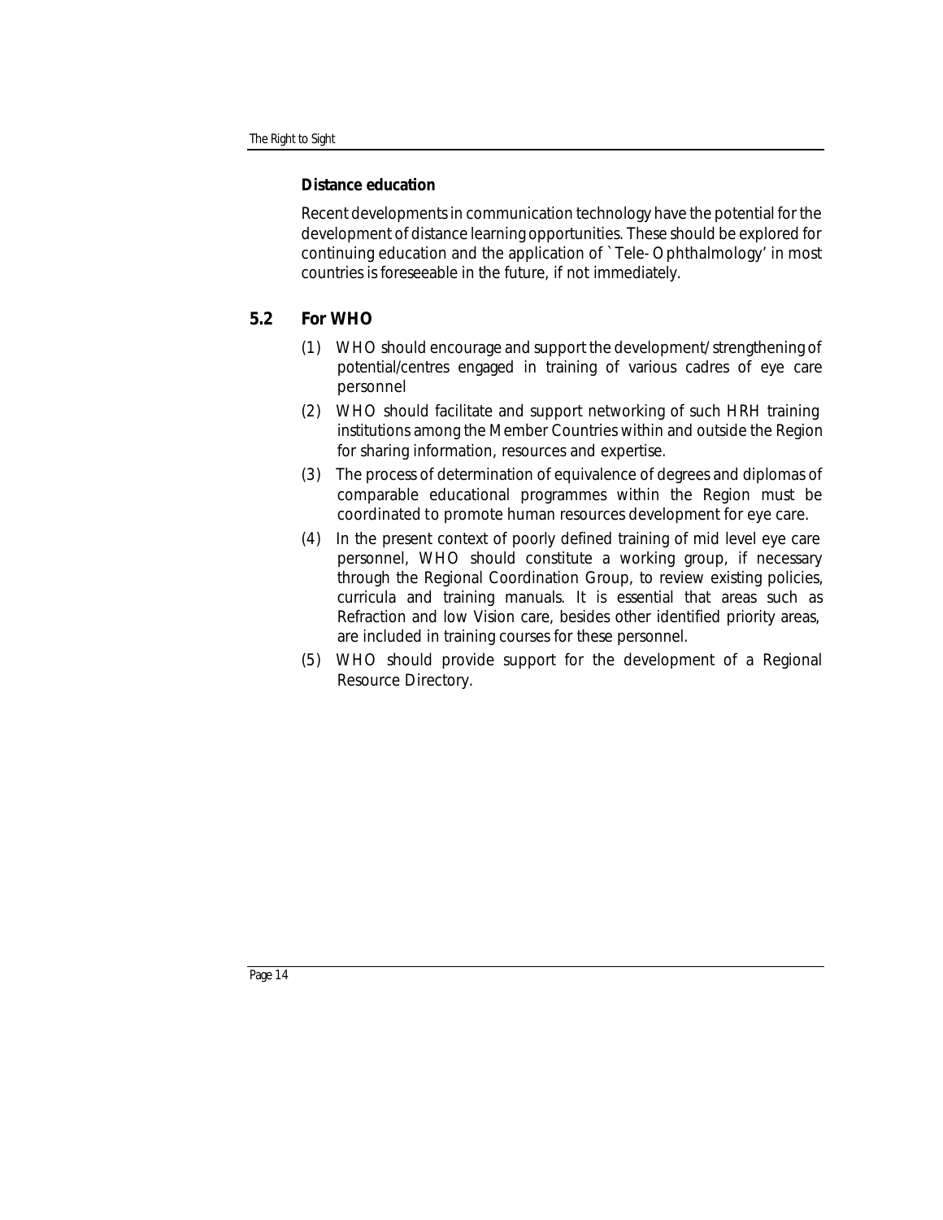**Distance education**

Recent developments in communication technology have the potential for the development of distance learning opportunities. These should be explored for continuing education and the application of `Tele-Ophthalmology' in most countries is foreseeable in the future, if not immediately.

## 5.2 For WHO

(1) WHO should encourage and support the development/strengthening of potential/centres engaged in training of various cadres of eye care personnel

(2) WHO should facilitate and support networking of such HRH training institutions among the Member Countries within and outside the Region for sharing information, resources and expertise.

(3) The process of determination of equivalence of degrees and diplomas of comparable educational programmes within the Region must be coordinated to promote human resources development for eye care.

(4) In the present context of poorly defined training of mid level eye care personnel, WHO should constitute a working group, if necessary through the Regional Coordination Group, to review existing policies, curricula and training manuals. It is essential that areas such as Refraction and low Vision care, besides other identified priority areas, are included in training courses for these personnel.

(5) WHO should provide support for the development of a Regional Resource Directory.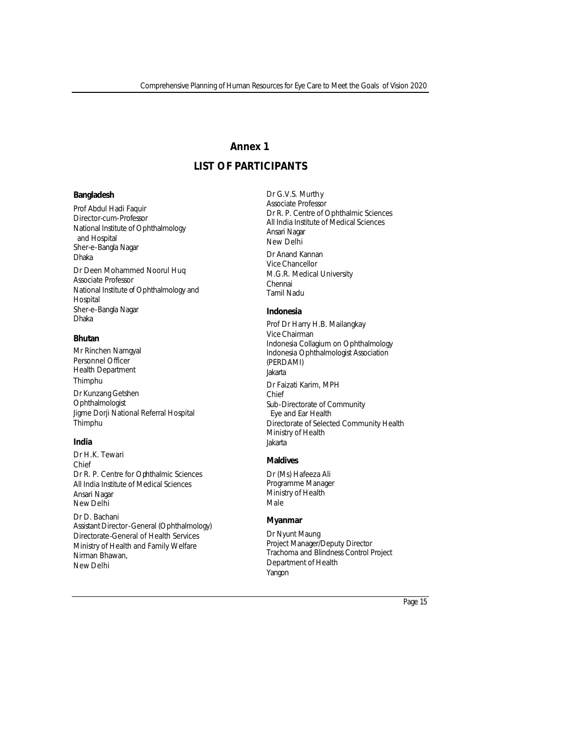# Annex 1

## LIST OF PARTICIPANTS

### Bangladesh

Prof Abdul Hadi Faquir
Director-cum-Professor
National Institute of Ophthalmology and Hospital
Sher-e-Bangla Nagar
Dhaka

Dr Deen Mohammed Noorul Huq
Associate Professor
National Institute of Ophthalmology and Hospital
Sher-e-Bangla Nagar
Dhaka

### Bhutan

Mr Rinchen Namgyal
Personnel Officer
Health Department
Thimphu

Dr Kunzang Getshen
Ophthalmologist
Jigme Dorji National Referral Hospital
Thimphu

### India

Dr H.K. Tewari
Chief
Dr R. P. Centre for Ophthalmic Sciences
All India Institute of Medical Sciences
Ansari Nagar
New Delhi

Dr D. Bachani
Assistant Director-General (Ophthalmology)
Directorate-General of Health Services
Ministry of Health and Family Welfare
Nirman Bhawan,
New Delhi

Dr G.V.S. Murthy
Associate Professor
Dr R. P. Centre of Ophthalmic Sciences
All India Institute of Medical Sciences
Ansari Nagar
New Delhi

Dr Anand Kannan
Vice Chancellor
M.G.R. Medical University
Chennai
Tamil Nadu

### Indonesia

Prof Dr Harry H.B. Mailangkay
Vice Chairman
Indonesia Collagium on Ophthalmology
Indonesia Ophthalmologist Association (PERDAMI)
Jakarta

Dr Faizati Karim, MPH
Chief
Sub-Directorate of Community Eye and Ear Health
Directorate of Selected Community Health
Ministry of Health
Jakarta

### Maldives

Dr (Ms) Hafeeza Ali
Programme Manager
Ministry of Health
Male

### Myanmar

Dr Nyunt Maung
Project Manager/Deputy Director
Trachoma and Blindness Control Project
Department of Health
Yangon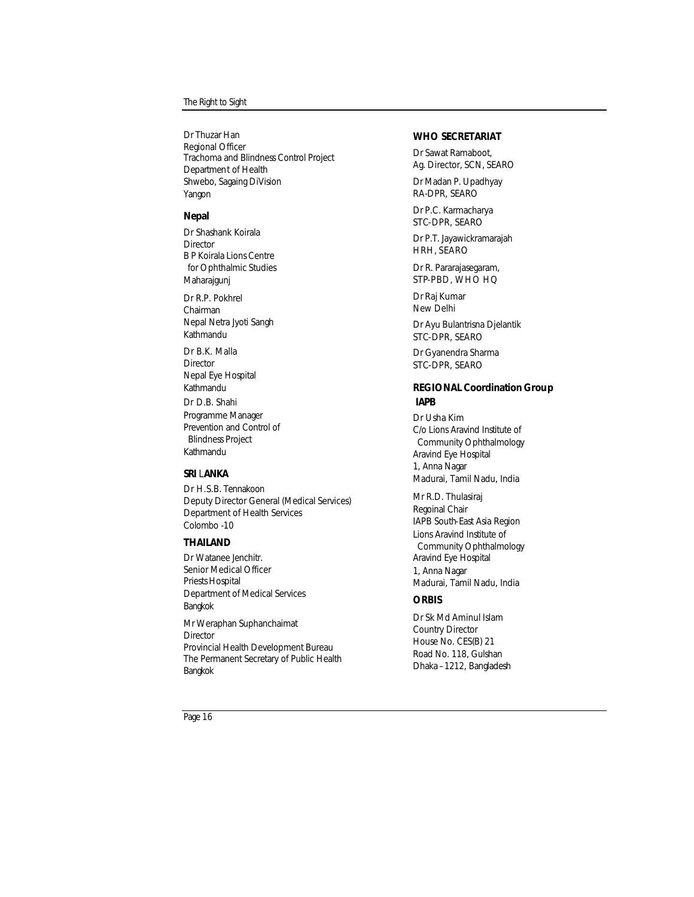Dr Thuzar Han
Regional Officer
Trachoma and Blindness Control Project
Department of Health
Shwebo, Sagaing DiVision
Yangon

**Nepal**

Dr Shashank Koirala
Director
B P Koirala Lions Centre
for Ophthalmic Studies
Maharajgunj

Dr R.P. Pokhrel
Chairman
Nepal Netra Jyoti Sangh
Kathmandu

Dr B.K. Malla
Director
Nepal Eye Hospital
Kathmandu

Dr D.B. Shahi
Programme Manager
Prevention and Control of
Blindness Project
Kathmandu

**SRI LANKA**

Dr H.S.B. Tennakoon
Deputy Director General (Medical Services)
Department of Health Services
Colombo -10

**THAILAND**

Dr Watanee Jenchitr.
Senior Medical Officer
Priests Hospital
Department of Medical Services
Bangkok

Mr Weraphan Suphanchaimat
Director
Provincial Health Development Bureau
The Permanent Secretary of Public Health
Bangkok

**WHO SECRETARIAT**

Dr Sawat Ramaboot,
Ag. Director, SCN, SEARO

Dr Madan P. Upadhyay
RA-DPR, SEARO

Dr P.C. Karmacharya
STC-DPR, SEARO

Dr P.T. Jayawickramarajah
HRH, SEARO

Dr R. Pararajasegaram,
STP-PBD, WHO HQ

Dr Raj Kumar
New Delhi

Dr Ayu Bulantrisna Djelantik
STC-DPR, SEARO

Dr Gyanendra Sharma
STC-DPR, SEARO

**REGIONAL Coordination Group IAPB**

Dr Usha Kim
C/o Lions Aravind Institute of
Community Ophthalmology
Aravind Eye Hospital
1, Anna Nagar
Madurai, Tamil Nadu, India

Mr R.D. Thulasiraj
Regoinal Chair
IAPB South-East Asia Region
Lions Aravind Institute of
Community Ophthalmology
Aravind Eye Hospital
1, Anna Nagar
Madurai, Tamil Nadu, India

**ORBIS**

Dr Sk Md Aminul Islam
Country Director
House No. CES(B) 21
Road No. 118, Gulshan
Dhaka – 1212, Bangladesh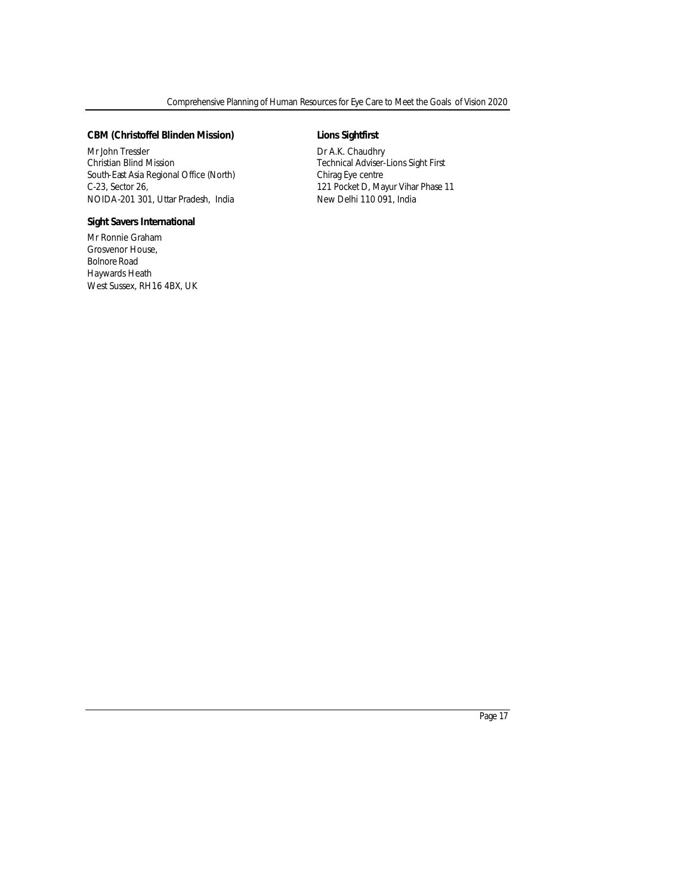**CBM (Christoffel Blinden Mission)**

Mr John Tressler
Christian Blind Mission
South-East Asia Regional Office (North)
C-23, Sector 26,
NOIDA-201 301, Uttar Pradesh, India

**Sight Savers International**

Mr Ronnie Graham
Grosvenor House,
Bolnore Road
Haywards Heath
West Sussex, RH16 4BX, UK

**Lions Sightfirst**

Dr A.K. Chaudhry
Technical Adviser-Lions Sight First
Chirag Eye centre
121 Pocket D, Mayur Vihar Phase 11
New Delhi 110 091, India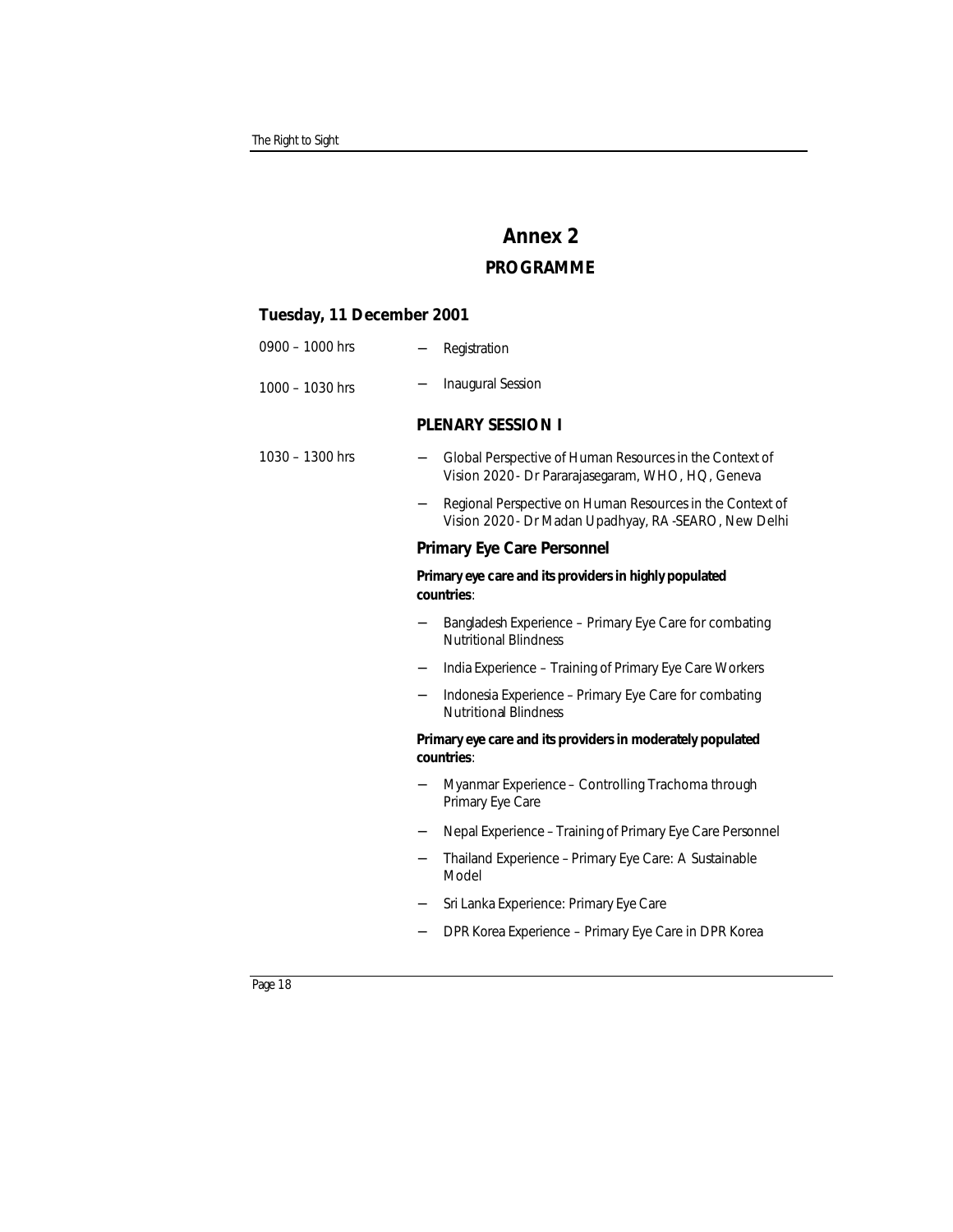# Annex 2

## PROGRAMME

### Tuesday, 11 December 2001

0900 – 1000 hrs

- Registration

1000 – 1030 hrs

- Inaugural Session

**PLENARY SESSION I**

1030 – 1300 hrs

- Global Perspective of Human Resources in the Context of Vision 2020 - Dr Pararajasegaram, WHO, HQ, Geneva
- Regional Perspective on Human Resources in the Context of Vision 2020 - Dr Madan Upadhyay, RA -SEARO, New Delhi

**Primary Eye Care Personnel**

**Primary eye care and its providers in highly populated countries**:

- Bangladesh Experience – Primary Eye Care for combating Nutritional Blindness
- India Experience – Training of Primary Eye Care Workers
- Indonesia Experience – Primary Eye Care for combating Nutritional Blindness

**Primary eye care and its providers in moderately populated countries**:

- Myanmar Experience – Controlling Trachoma through Primary Eye Care
- Nepal Experience – Training of Primary Eye Care Personnel
- Thailand Experience – Primary Eye Care: A Sustainable Model
- Sri Lanka Experience: Primary Eye Care
- DPR Korea Experience – Primary Eye Care in DPR Korea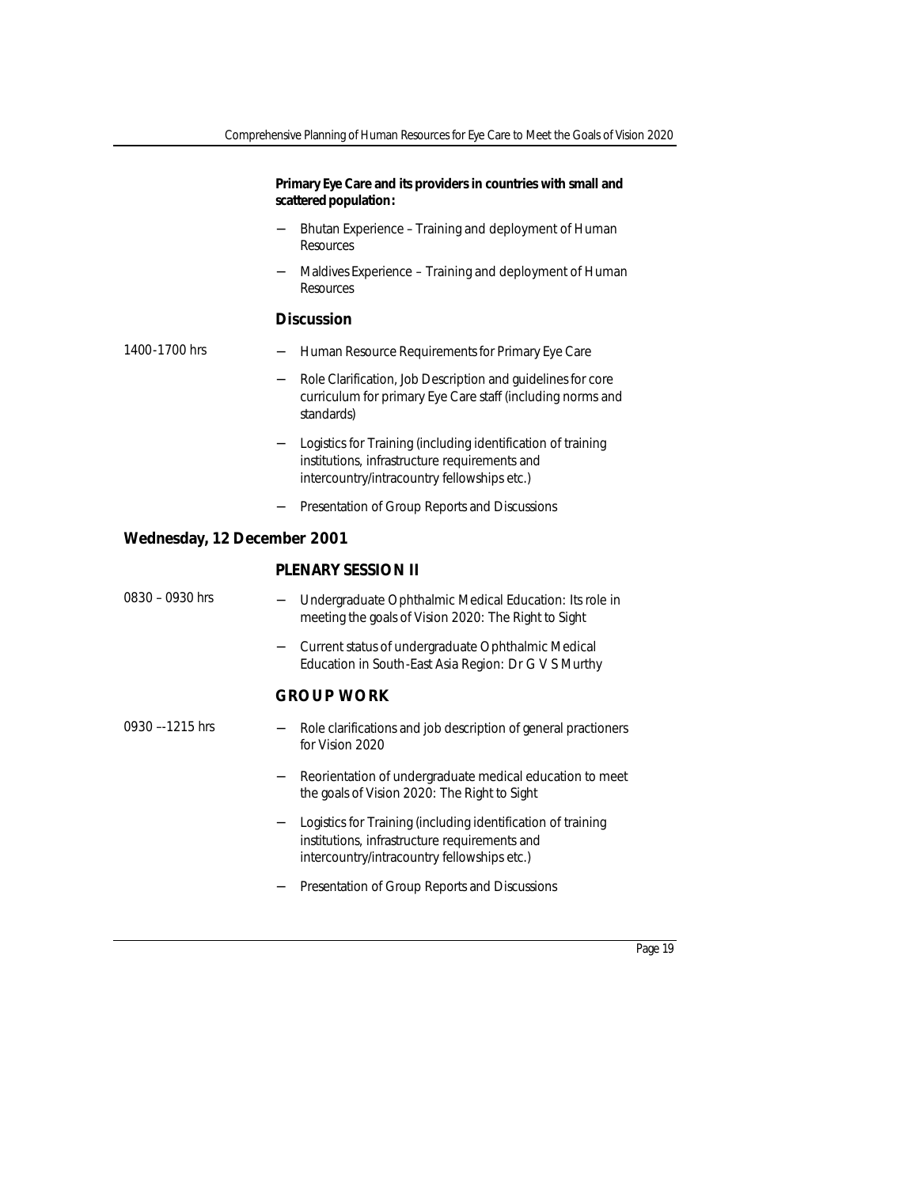**Primary Eye Care and its providers in countries with small and scattered population:**

- Bhutan Experience – Training and deployment of Human Resources
- Maldives Experience – Training and deployment of Human Resources

### Discussion

1400-1700 hrs

- Human Resource Requirements for Primary Eye Care
- Role Clarification, Job Description and guidelines for core curriculum for primary Eye Care staff (including norms and standards)
- Logistics for Training (including identification of training institutions, infrastructure requirements and intercountry/intracountry fellowships etc.)
- Presentation of Group Reports and Discussions

## Wednesday, 12 December 2001

### PLENARY SESSION II

0830 – 0930 hrs

- Undergraduate Ophthalmic Medical Education: Its role in meeting the goals of Vision 2020: The Right to Sight
- Current status of undergraduate Ophthalmic Medical Education in South-East Asia Region: Dr G V S Murthy

### GROUP WORK

0930 -–1215 hrs

- Role clarifications and job description of general practioners for Vision 2020
- Reorientation of undergraduate medical education to meet the goals of Vision 2020: The Right to Sight
- Logistics for Training (including identification of training institutions, infrastructure requirements and intercountry/intracountry fellowships etc.)
- Presentation of Group Reports and Discussions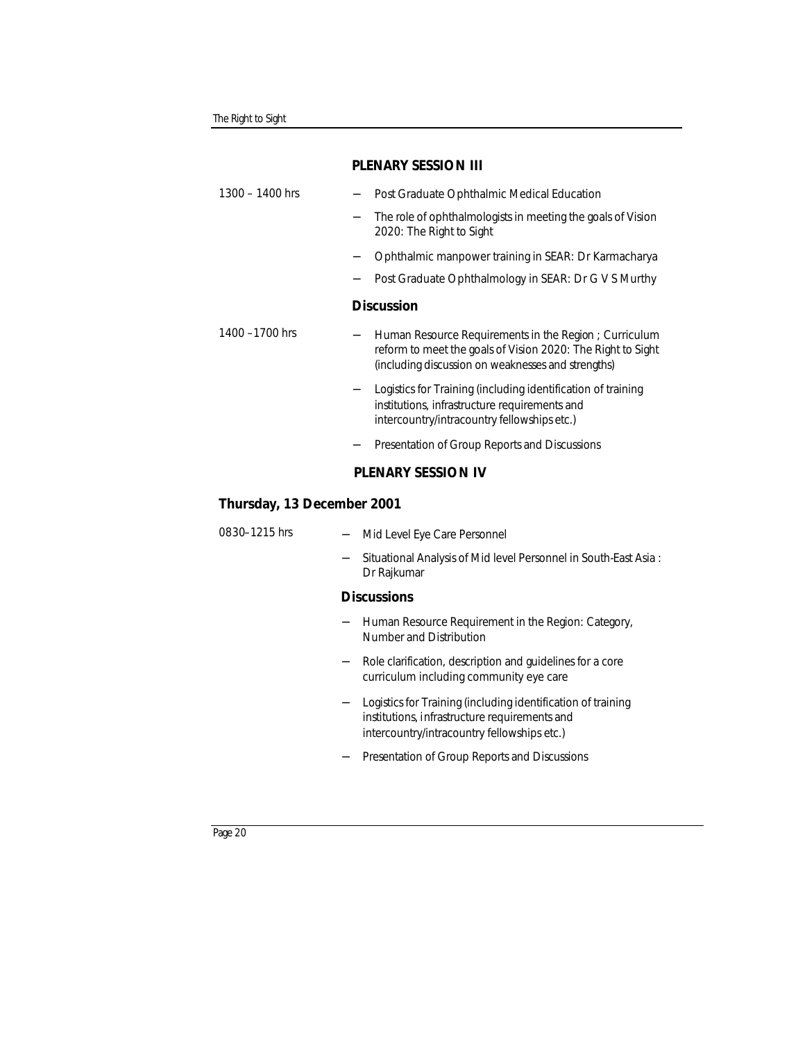## PLENARY SESSION III

1300 – 1400 hrs

- Post Graduate Ophthalmic Medical Education
- The role of ophthalmologists in meeting the goals of Vision 2020: The Right to Sight
- Ophthalmic manpower training in SEAR: Dr Karmacharya
- Post Graduate Ophthalmology in SEAR: Dr G V S Murthy

**Discussion**

1400 –1700 hrs

- Human Resource Requirements in the Region ; Curriculum reform to meet the goals of Vision 2020: The Right to Sight (including discussion on weaknesses and strengths)
- Logistics for Training (including identification of training institutions, infrastructure requirements and intercountry/intracountry fellowships etc.)
- Presentation of Group Reports and Discussions

## PLENARY SESSION IV

### Thursday, 13 December 2001

0830–1215 hrs

- Mid Level Eye Care Personnel
- Situational Analysis of Mid level Personnel in South-East Asia : Dr Rajkumar

**Discussions**

- Human Resource Requirement in the Region: Category, Number and Distribution
- Role clarification, description and guidelines for a core curriculum including community eye care
- Logistics for Training (including identification of training institutions, infrastructure requirements and intercountry/intracountry fellowships etc.)
- Presentation of Group Reports and Discussions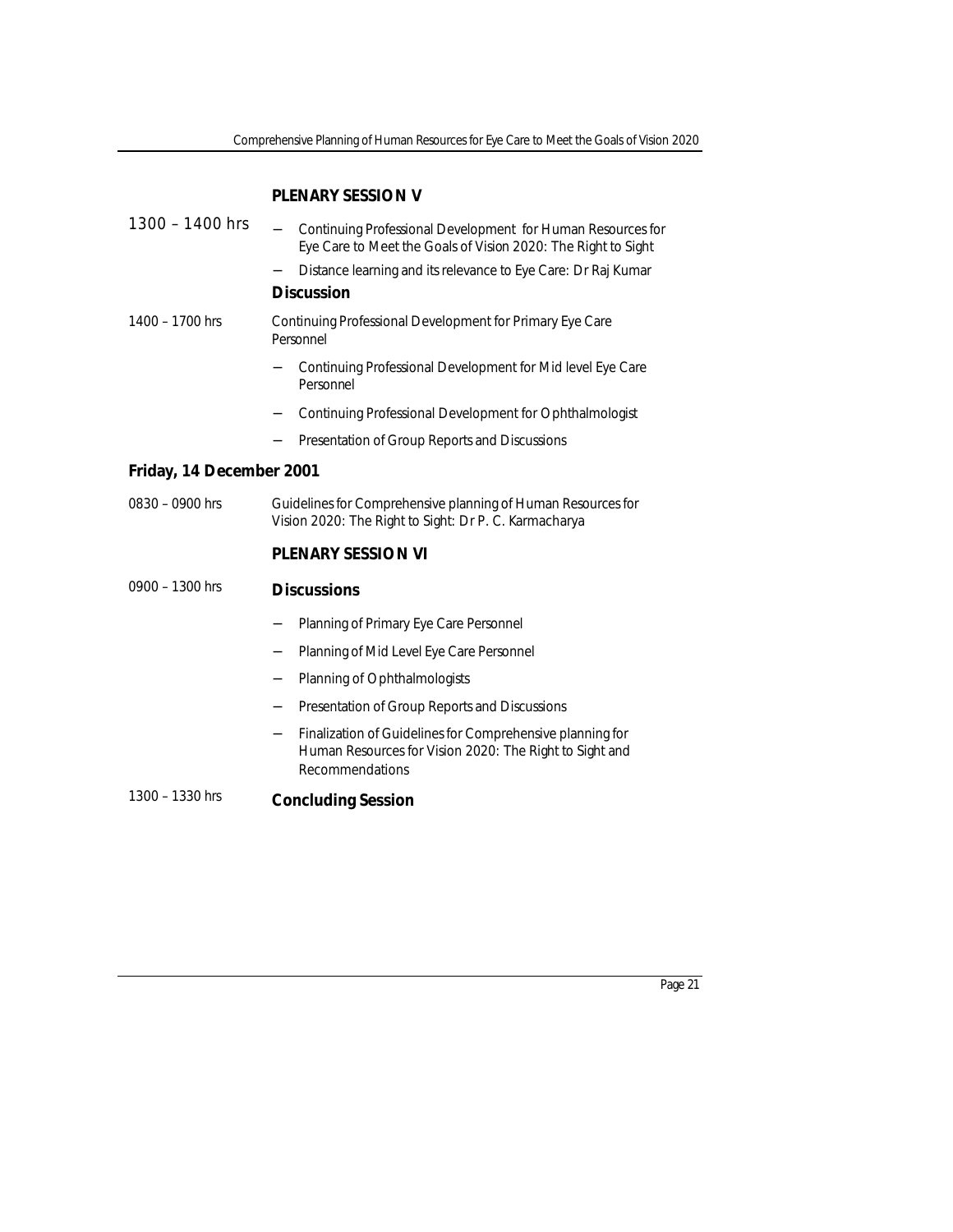**PLENARY SESSION V**

1300 – 1400 hrs

- Continuing Professional Development for Human Resources for Eye Care to Meet the Goals of Vision 2020: The Right to Sight
- Distance learning and its relevance to Eye Care: Dr Raj Kumar

**Discussion**

1400 – 1700 hrs

Continuing Professional Development for Primary Eye Care Personnel

- Continuing Professional Development for Mid level Eye Care Personnel
- Continuing Professional Development for Ophthalmologist
- Presentation of Group Reports and Discussions

## Friday, 14 December 2001

0830 – 0900 hrs

Guidelines for Comprehensive planning of Human Resources for Vision 2020: The Right to Sight: Dr P. C. Karmacharya

**PLENARY SESSION VI**

0900 – 1300 hrs

**Discussions**

- Planning of Primary Eye Care Personnel
- Planning of Mid Level Eye Care Personnel
- Planning of Ophthalmologists
- Presentation of Group Reports and Discussions
- Finalization of Guidelines for Comprehensive planning for Human Resources for Vision 2020: The Right to Sight and Recommendations

1300 – 1330 hrs

**Concluding Session**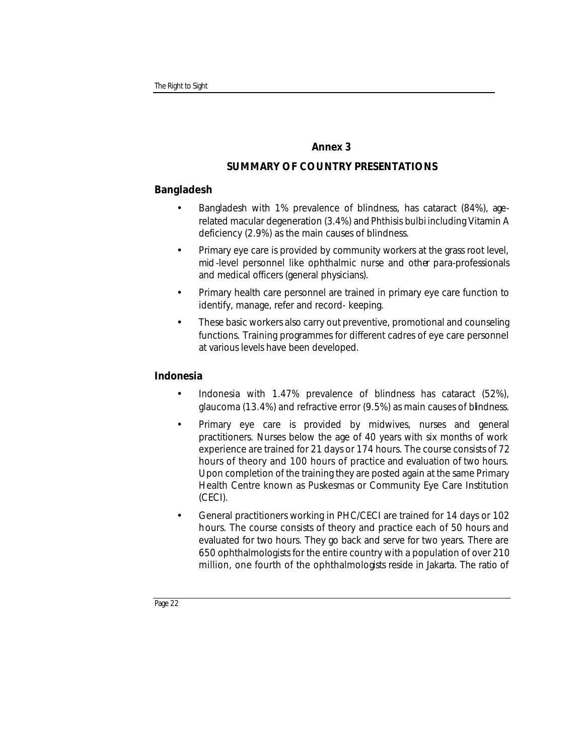# Annex 3

## SUMMARY OF COUNTRY PRESENTATIONS

### Bangladesh

- Bangladesh with 1% prevalence of blindness, has cataract (84%), age-related macular degeneration (3.4%) and Phthisis bulbi including Vitamin A deficiency (2.9%) as the main causes of blindness.
- Primary eye care is provided by community workers at the grass root level, mid-level personnel like ophthalmic nurse and other para-professionals and medical officers (general physicians).
- Primary health care personnel are trained in primary eye care function to identify, manage, refer and record- keeping.
- These basic workers also carry out preventive, promotional and counseling functions. Training programmes for different cadres of eye care personnel at various levels have been developed.

### Indonesia

- Indonesia with 1.47% prevalence of blindness has cataract (52%), glaucoma (13.4%) and refractive error (9.5%) as main causes of blindness.
- Primary eye care is provided by midwives, nurses and general practitioners. Nurses below the age of 40 years with six months of work experience are trained for 21 days or 174 hours. The course consists of 72 hours of theory and 100 hours of practice and evaluation of two hours. Upon completion of the training they are posted again at the same Primary Health Centre known as Puskesmas or Community Eye Care Institution (CECI).
- General practitioners working in PHC/CECI are trained for 14 days or 102 hours. The course consists of theory and practice each of 50 hours and evaluated for two hours. They go back and serve for two years. There are 650 ophthalmologists for the entire country with a population of over 210 million, one fourth of the ophthalmologists reside in Jakarta. The ratio of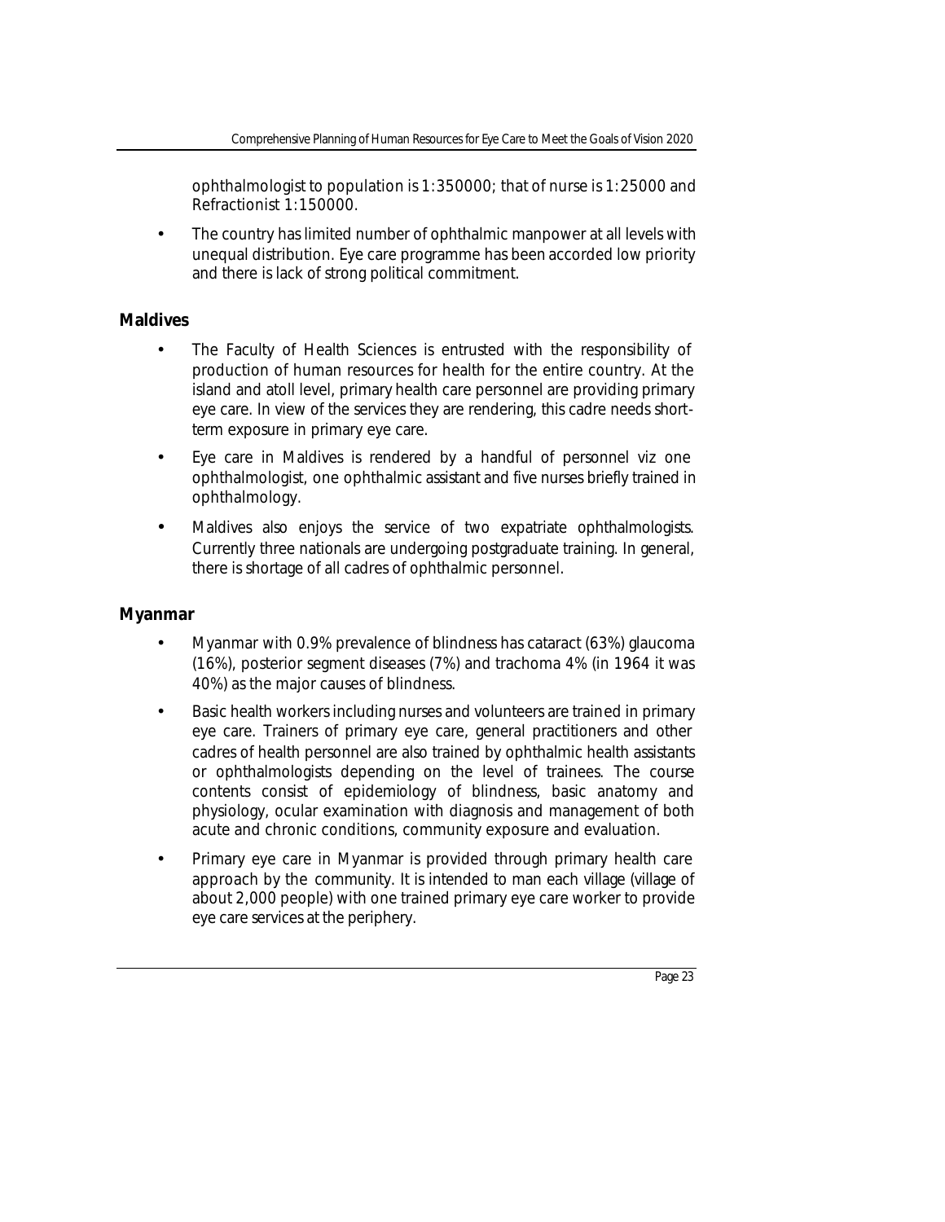ophthalmologist to population is 1:350000; that of nurse is 1:25000 and Refractionist 1:150000.

- The country has limited number of ophthalmic manpower at all levels with unequal distribution. Eye care programme has been accorded low priority and there is lack of strong political commitment.

## Maldives

- The Faculty of Health Sciences is entrusted with the responsibility of production of human resources for health for the entire country. At the island and atoll level, primary health care personnel are providing primary eye care. In view of the services they are rendering, this cadre needs short-term exposure in primary eye care.
- Eye care in Maldives is rendered by a handful of personnel viz one ophthalmologist, one ophthalmic assistant and five nurses briefly trained in ophthalmology.
- Maldives also enjoys the service of two expatriate ophthalmologists. Currently three nationals are undergoing postgraduate training. In general, there is shortage of all cadres of ophthalmic personnel.

## Myanmar

- Myanmar with 0.9% prevalence of blindness has cataract (63%) glaucoma (16%), posterior segment diseases (7%) and trachoma 4% (in 1964 it was 40%) as the major causes of blindness.
- Basic health workers including nurses and volunteers are trained in primary eye care. Trainers of primary eye care, general practitioners and other cadres of health personnel are also trained by ophthalmic health assistants or ophthalmologists depending on the level of trainees. The course contents consist of epidemiology of blindness, basic anatomy and physiology, ocular examination with diagnosis and management of both acute and chronic conditions, community exposure and evaluation.
- Primary eye care in Myanmar is provided through primary health care approach by the community. It is intended to man each village (village of about 2,000 people) with one trained primary eye care worker to provide eye care services at the periphery.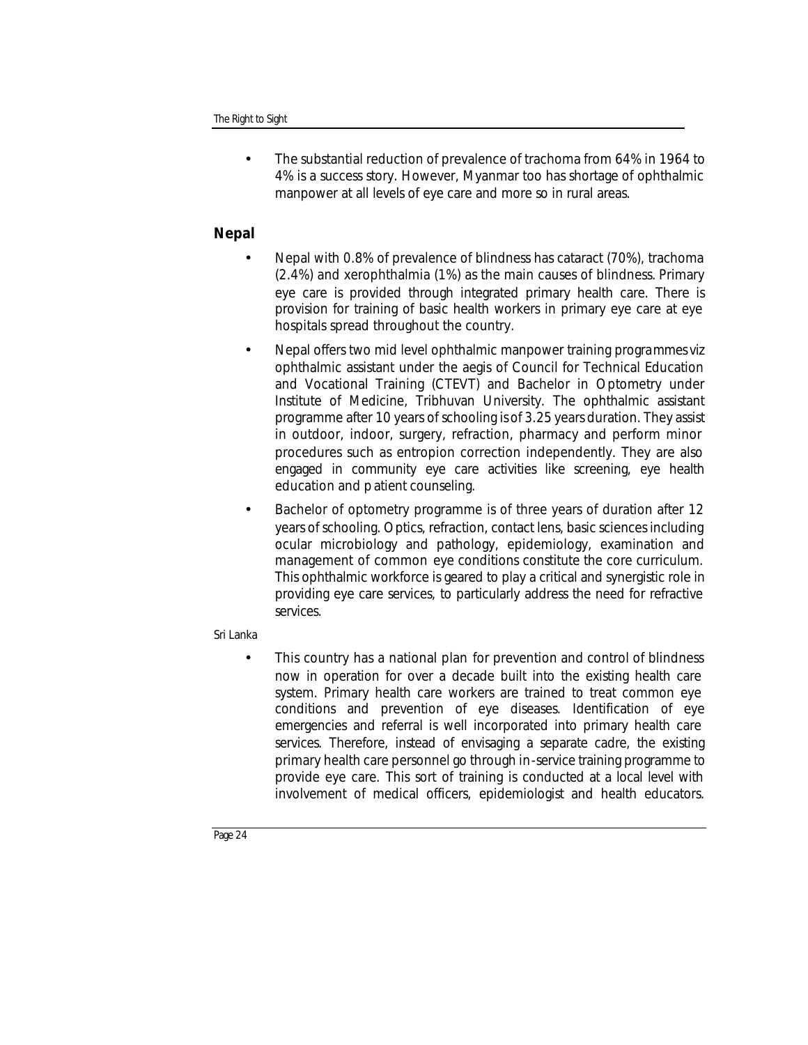- The substantial reduction of prevalence of trachoma from 64% in 1964 to 4% is a success story. However, Myanmar too has shortage of ophthalmic manpower at all levels of eye care and more so in rural areas.

## Nepal

- Nepal with 0.8% of prevalence of blindness has cataract (70%), trachoma (2.4%) and xerophthalmia (1%) as the main causes of blindness. Primary eye care is provided through integrated primary health care. There is provision for training of basic health workers in primary eye care at eye hospitals spread throughout the country.
- Nepal offers two mid level ophthalmic manpower training programmes viz ophthalmic assistant under the aegis of Council for Technical Education and Vocational Training (CTEVT) and Bachelor in Optometry under Institute of Medicine, Tribhuvan University. The ophthalmic assistant programme after 10 years of schooling is of 3.25 years duration. They assist in outdoor, indoor, surgery, refraction, pharmacy and perform minor procedures such as entropion correction independently. They are also engaged in community eye care activities like screening, eye health education and patient counseling.
- Bachelor of optometry programme is of three years of duration after 12 years of schooling. Optics, refraction, contact lens, basic sciences including ocular microbiology and pathology, epidemiology, examination and management of common eye conditions constitute the core curriculum. This ophthalmic workforce is geared to play a critical and synergistic role in providing eye care services, to particularly address the need for refractive services.

Sri Lanka

- This country has a national plan for prevention and control of blindness now in operation for over a decade built into the existing health care system. Primary health care workers are trained to treat common eye conditions and prevention of eye diseases. Identification of eye emergencies and referral is well incorporated into primary health care services. Therefore, instead of envisaging a separate cadre, the existing primary health care personnel go through in-service training programme to provide eye care. This sort of training is conducted at a local level with involvement of medical officers, epidemiologist and health educators.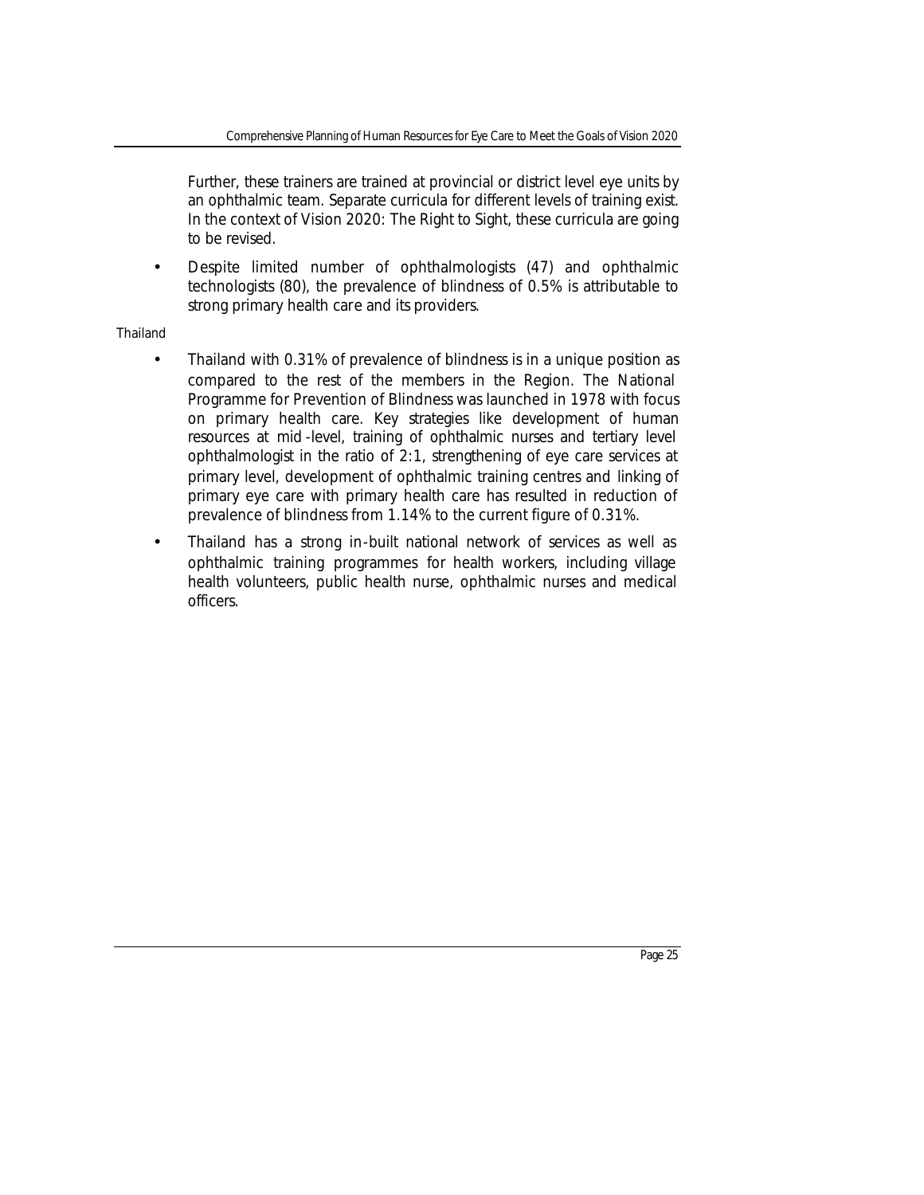Further, these trainers are trained at provincial or district level eye units by an ophthalmic team. Separate curricula for different levels of training exist. In the context of Vision 2020: The Right to Sight, these curricula are going to be revised.

- Despite limited number of ophthalmologists (47) and ophthalmic technologists (80), the prevalence of blindness of 0.5% is attributable to strong primary health care and its providers.

Thailand

- Thailand with 0.31% of prevalence of blindness is in a unique position as compared to the rest of the members in the Region. The National Programme for Prevention of Blindness was launched in 1978 with focus on primary health care. Key strategies like development of human resources at mid-level, training of ophthalmic nurses and tertiary level ophthalmologist in the ratio of 2:1, strengthening of eye care services at primary level, development of ophthalmic training centres and linking of primary eye care with primary health care has resulted in reduction of prevalence of blindness from 1.14% to the current figure of 0.31%.
- Thailand has a strong in-built national network of services as well as ophthalmic training programmes for health workers, including village health volunteers, public health nurse, ophthalmic nurses and medical officers.